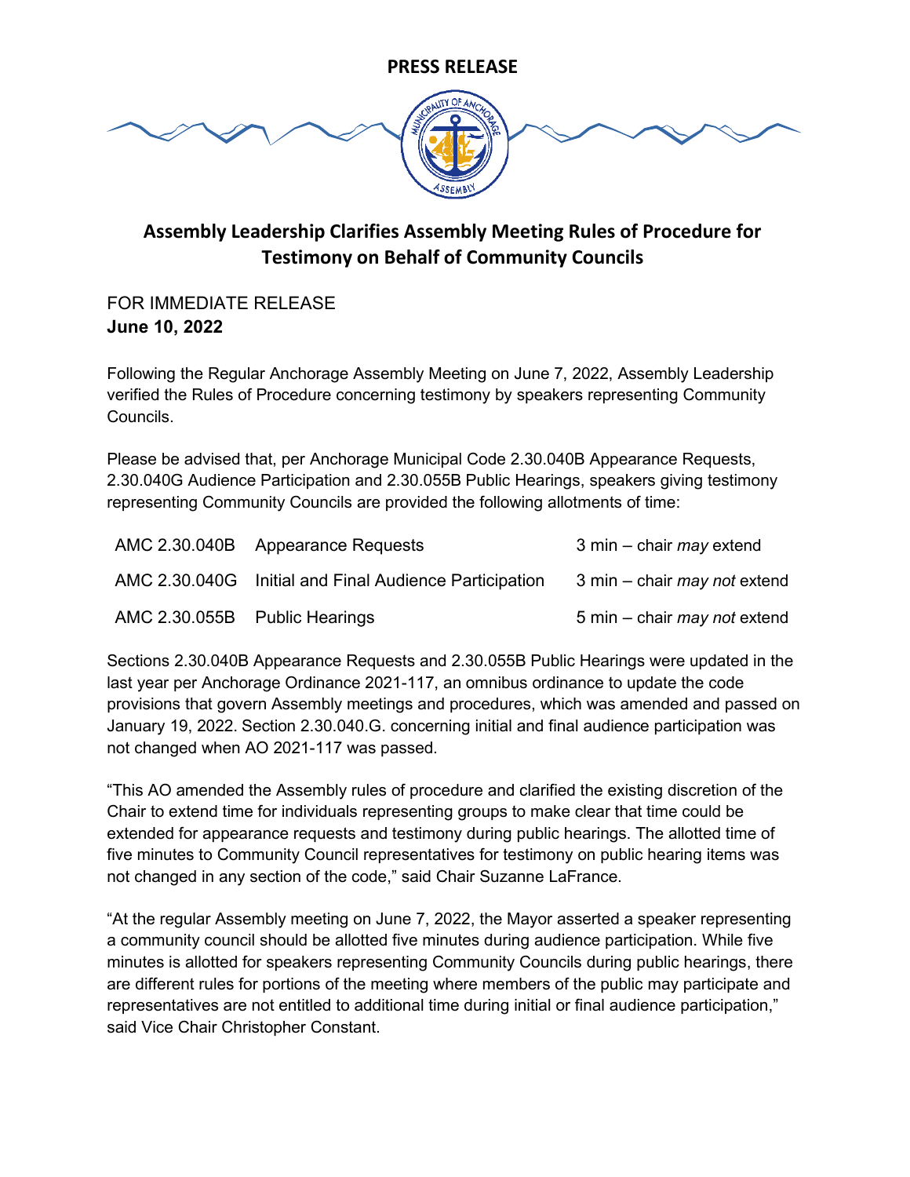**PRESS RELEASE**

# Assembly Leadership Clarifies Assembly Meeting Rules of Procedure for Testimony on Behalf of Community Councils

FOR IMMEDIATE RELEASE
**June 10, 2022**

Following the Regular Anchorage Assembly Meeting on June 7, 2022, Assembly Leadership verified the Rules of Procedure concerning testimony by speakers representing Community Councils.

Please be advised that, per Anchorage Municipal Code 2.30.040B Appearance Requests, 2.30.040G Audience Participation and 2.30.055B Public Hearings, speakers giving testimony representing Community Councils are provided the following allotments of time:

| | | |
|---|---|---|
| AMC 2.30.040B | Appearance Requests | 3 min – chair *may* extend |
| AMC 2.30.040G | Initial and Final Audience Participation | 3 min – chair *may not* extend |
| AMC 2.30.055B | Public Hearings | 5 min – chair *may not* extend |

Sections 2.30.040B Appearance Requests and 2.30.055B Public Hearings were updated in the last year per Anchorage Ordinance 2021-117, an omnibus ordinance to update the code provisions that govern Assembly meetings and procedures, which was amended and passed on January 19, 2022. Section 2.30.040.G. concerning initial and final audience participation was not changed when AO 2021-117 was passed.

"This AO amended the Assembly rules of procedure and clarified the existing discretion of the Chair to extend time for individuals representing groups to make clear that time could be extended for appearance requests and testimony during public hearings. The allotted time of five minutes to Community Council representatives for testimony on public hearing items was not changed in any section of the code," said Chair Suzanne LaFrance.

"At the regular Assembly meeting on June 7, 2022, the Mayor asserted a speaker representing a community council should be allotted five minutes during audience participation. While five minutes is allotted for speakers representing Community Councils during public hearings, there are different rules for portions of the meeting where members of the public may participate and representatives are not entitled to additional time during initial or final audience participation," said Vice Chair Christopher Constant.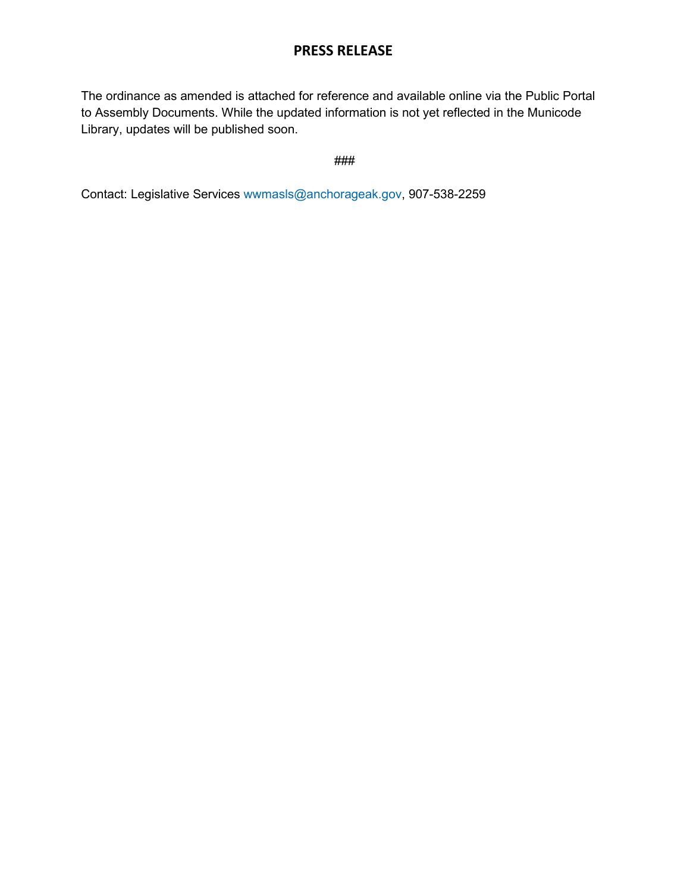# PRESS RELEASE

The ordinance as amended is attached for reference and available online via the Public Portal to Assembly Documents. While the updated information is not yet reflected in the Municode Library, updates will be published soon.

###

Contact: Legislative Services wwmasls@anchorageak.gov, 907-538-2259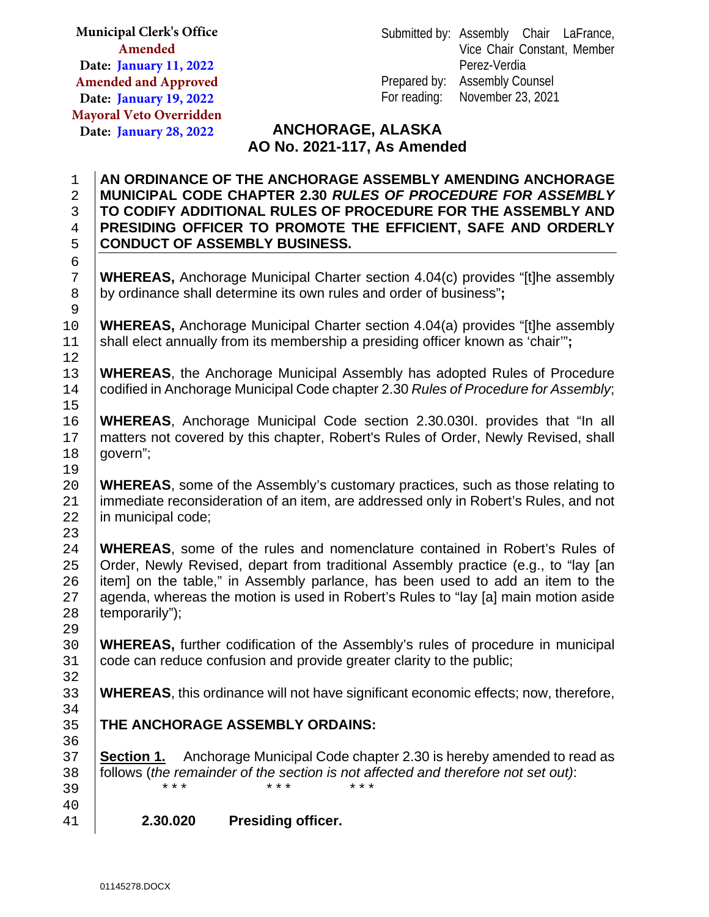Municipal Clerk's Office
Amended
Date: January 11, 2022
Amended and Approved
Date: January 19, 2022
Mayoral Veto Overridden
Date: January 28, 2022

Submitted by: Assembly Chair LaFrance, Vice Chair Constant, Member Perez-Verdia
Prepared by: Assembly Counsel
For reading: November 23, 2021

# ANCHORAGE, ALASKA
# AO No. 2021-117, As Amended

**AN ORDINANCE OF THE ANCHORAGE ASSEMBLY AMENDING ANCHORAGE MUNICIPAL CODE CHAPTER 2.30 *RULES OF PROCEDURE FOR ASSEMBLY* TO CODIFY ADDITIONAL RULES OF PROCEDURE FOR THE ASSEMBLY AND PRESIDING OFFICER TO PROMOTE THE EFFICIENT, SAFE AND ORDERLY CONDUCT OF ASSEMBLY BUSINESS.**

**WHEREAS,** Anchorage Municipal Charter section 4.04(c) provides "[t]he assembly by ordinance shall determine its own rules and order of business"**;**

**WHEREAS,** Anchorage Municipal Charter section 4.04(a) provides "[t]he assembly shall elect annually from its membership a presiding officer known as 'chair'"**;**

**WHEREAS**, the Anchorage Municipal Assembly has adopted Rules of Procedure codified in Anchorage Municipal Code chapter 2.30 *Rules of Procedure for Assembly*;

**WHEREAS**, Anchorage Municipal Code section 2.30.030I. provides that "In all matters not covered by this chapter, Robert's Rules of Order, Newly Revised, shall govern";

**WHEREAS**, some of the Assembly's customary practices, such as those relating to immediate reconsideration of an item, are addressed only in Robert's Rules, and not in municipal code;

**WHEREAS**, some of the rules and nomenclature contained in Robert's Rules of Order, Newly Revised, depart from traditional Assembly practice (e.g., to "lay [an item] on the table," in Assembly parlance, has been used to add an item to the agenda, whereas the motion is used in Robert's Rules to "lay [a] main motion aside temporarily");

**WHEREAS,** further codification of the Assembly's rules of procedure in municipal code can reduce confusion and provide greater clarity to the public;

**WHEREAS**, this ordinance will not have significant economic effects; now, therefore,

**THE ANCHORAGE ASSEMBLY ORDAINS:**

**Section 1.** Anchorage Municipal Code chapter 2.30 is hereby amended to read as follows (*the remainder of the section is not affected and therefore not set out)*:

\* \* \*     \* \* \*     \* \* \*

**2.30.020 Presiding officer.**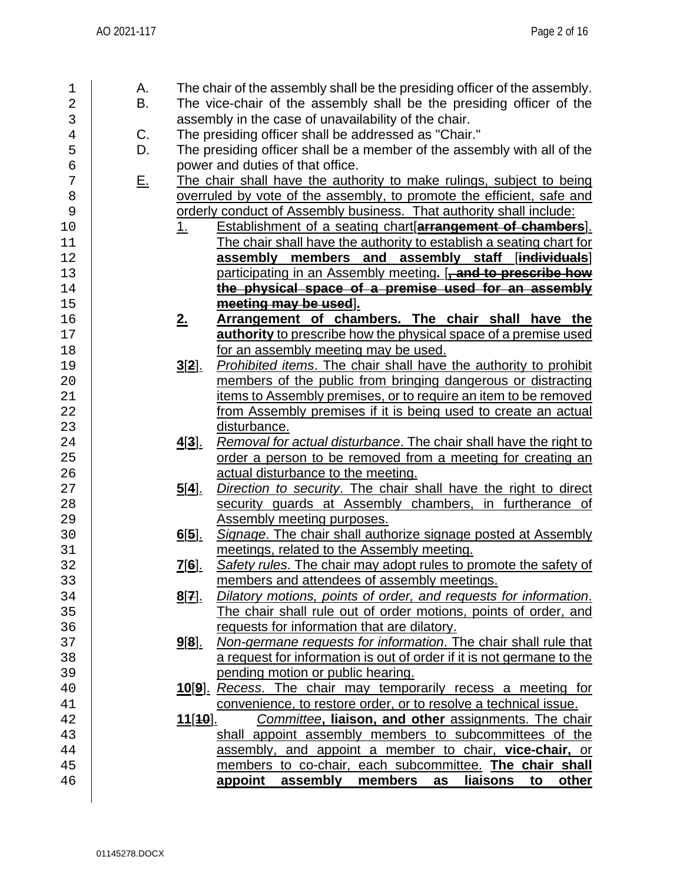A. The chair of the assembly shall be the presiding officer of the assembly.

B. The vice-chair of the assembly shall be the presiding officer of the assembly in the case of unavailability of the chair.

C. The presiding officer shall be addressed as "Chair."

D. The presiding officer shall be a member of the assembly with all of the power and duties of that office.

E. The chair shall have the authority to make rulings, subject to being overruled by vote of the assembly, to promote the efficient, safe and orderly conduct of Assembly business. That authority shall include:

1. Establishment of a seating chart[**~~arrangement of chambers~~**]. The chair shall have the authority to establish a seating chart for **assembly members and assembly staff** [**~~individuals~~**] participating in an Assembly meeting**.** [**~~, and to prescribe how the physical space of a premise used for an assembly meeting may be used~~**].

**2.** **Arrangement of chambers. The chair shall have the authority** to prescribe how the physical space of a premise used for an assembly meeting may be used.

**3**[**~~2~~**]. *Prohibited items*. The chair shall have the authority to prohibit members of the public from bringing dangerous or distracting items to Assembly premises, or to require an item to be removed from Assembly premises if it is being used to create an actual disturbance.

**4**[**~~3~~**]. *Removal for actual disturbance*. The chair shall have the right to order a person to be removed from a meeting for creating an actual disturbance to the meeting.

**5**[**~~4~~**]. *Direction to security*. The chair shall have the right to direct security guards at Assembly chambers, in furtherance of Assembly meeting purposes.

**6**[**~~5~~**]. *Signage*. The chair shall authorize signage posted at Assembly meetings, related to the Assembly meeting.

**7**[**~~6~~**]. *Safety rules*. The chair may adopt rules to promote the safety of members and attendees of assembly meetings.

**8**[**~~7~~**]. *Dilatory motions, points of order, and requests for information*. The chair shall rule out of order motions, points of order, and requests for information that are dilatory.

**9**[**~~8~~**]. *Non-germane requests for information*. The chair shall rule that a request for information is out of order if it is not germane to the pending motion or public hearing.

**10**[**~~9~~**]. *Recess*. The chair may temporarily recess a meeting for convenience, to restore order, or to resolve a technical issue.

**11**[**~~10~~**]. *Committee***, liaison, and other** assignments. The chair shall appoint assembly members to subcommittees of the assembly, and appoint a member to chair, **vice-chair,** or members to co-chair, each subcommittee. **The chair shall appoint assembly members as liaisons to other**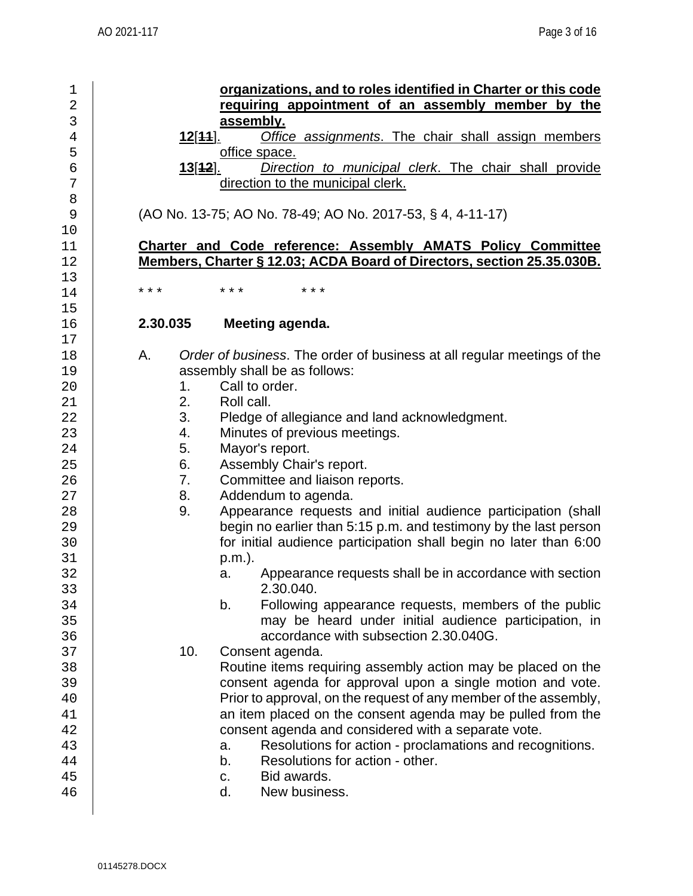**organizations, and to roles identified in Charter or this code requiring appointment of an assembly member by the assembly.**

**12**[~~11~~]. *Office assignments*. The chair shall assign members office space.

**13**[~~12~~]. *Direction to municipal clerk*. The chair shall provide direction to the municipal clerk.

(AO No. 13-75; AO No. 78-49; AO No. 2017-53, § 4, 4-11-17)

**Charter and Code reference: Assembly AMATS Policy Committee Members, Charter § 12.03; ACDA Board of Directors, section 25.35.030B.**

\* \* \*          \* \* \*          \* \* \*

**2.30.035 Meeting agenda.**

A. *Order of business*. The order of business at all regular meetings of the assembly shall be as follows:

1. Call to order.
2. Roll call.
3. Pledge of allegiance and land acknowledgment.
4. Minutes of previous meetings.
5. Mayor's report.
6. Assembly Chair's report.
7. Committee and liaison reports.
8. Addendum to agenda.
9. Appearance requests and initial audience participation (shall begin no earlier than 5:15 p.m. and testimony by the last person for initial audience participation shall begin no later than 6:00 p.m.).
   a. Appearance requests shall be in accordance with section 2.30.040.
   b. Following appearance requests, members of the public may be heard under initial audience participation, in accordance with subsection 2.30.040G.
10. Consent agenda.
    Routine items requiring assembly action may be placed on the consent agenda for approval upon a single motion and vote. Prior to approval, on the request of any member of the assembly, an item placed on the consent agenda may be pulled from the consent agenda and considered with a separate vote.
    a. Resolutions for action - proclamations and recognitions.
    b. Resolutions for action - other.
    c. Bid awards.
    d. New business.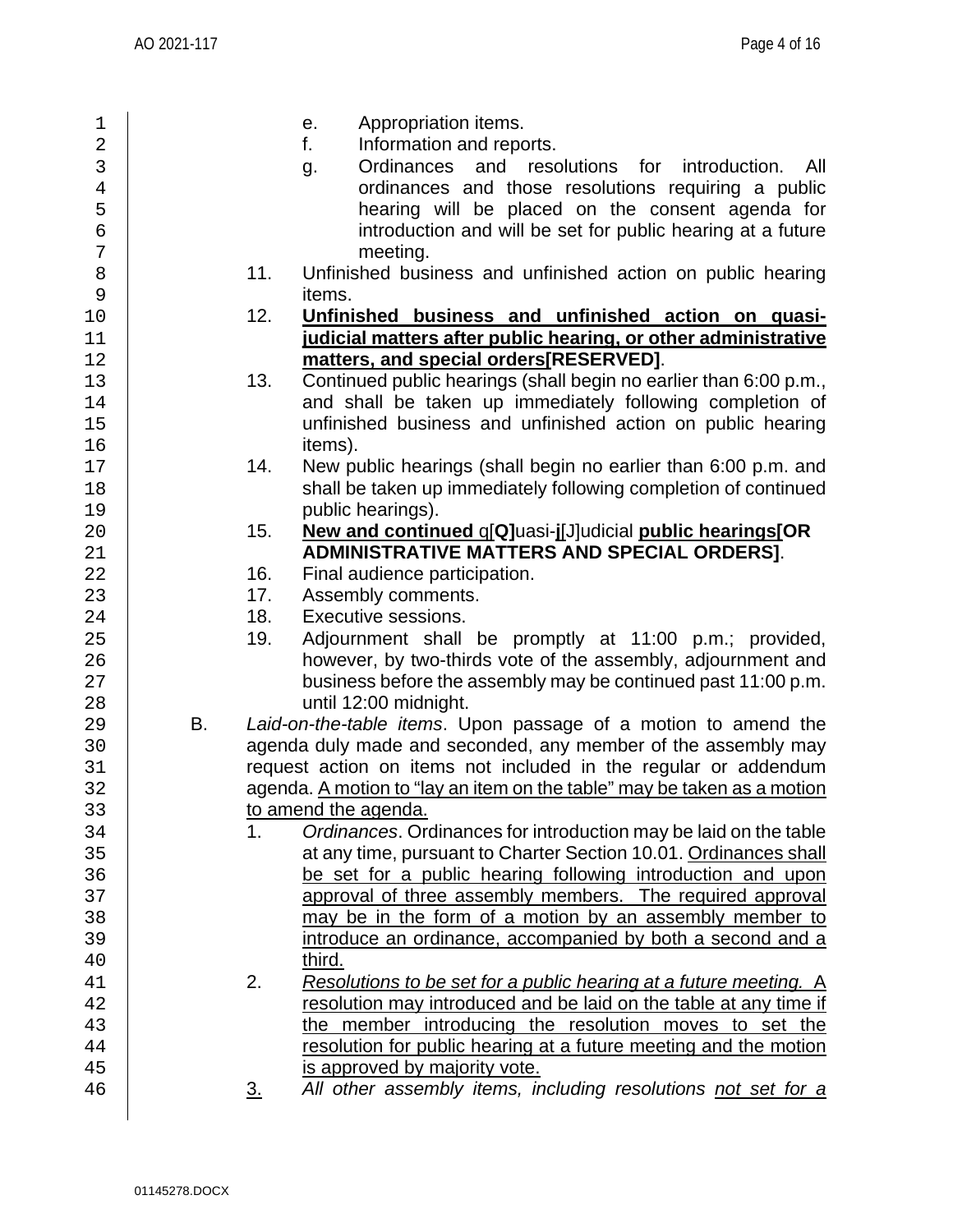e. Appropriation items.

f. Information and reports.

g. Ordinances and resolutions for introduction. All ordinances and those resolutions requiring a public hearing will be placed on the consent agenda for introduction and will be set for public hearing at a future meeting.

11. Unfinished business and unfinished action on public hearing items.

12. **Unfinished business and unfinished action on quasi-judicial matters after public hearing, or other administrative matters, and special orders[RESERVED]**.

13. Continued public hearings (shall begin no earlier than 6:00 p.m., and shall be taken up immediately following completion of unfinished business and unfinished action on public hearing items).

14. New public hearings (shall begin no earlier than 6:00 p.m. and shall be taken up immediately following completion of continued public hearings).

15. **New and continued** q[**Q]**uasi-**j**[J]udicial **public hearings[OR ADMINISTRATIVE MATTERS AND SPECIAL ORDERS]**.

16. Final audience participation.

17. Assembly comments.

18. Executive sessions.

19. Adjournment shall be promptly at 11:00 p.m.; provided, however, by two-thirds vote of the assembly, adjournment and business before the assembly may be continued past 11:00 p.m. until 12:00 midnight.

B. *Laid-on-the-table items*. Upon passage of a motion to amend the agenda duly made and seconded, any member of the assembly may request action on items not included in the regular or addendum agenda. <u>A motion to "lay an item on the table" may be taken as a motion to amend the agenda.</u>

1. *Ordinances*. Ordinances for introduction may be laid on the table at any time, pursuant to Charter Section 10.01. <u>Ordinances shall be set for a public hearing following introduction and upon approval of three assembly members. The required approval may be in the form of a motion by an assembly member to introduce an ordinance, accompanied by both a second and a third.</u>

2. <u>*Resolutions to be set for a public hearing at a future meeting.* A resolution may introduced and be laid on the table at any time if the member introducing the resolution moves to set the resolution for public hearing at a future meeting and the motion is approved by majority vote.</u>

<u>3.</u> *All other assembly items, including resolutions <u>not set for a</u>*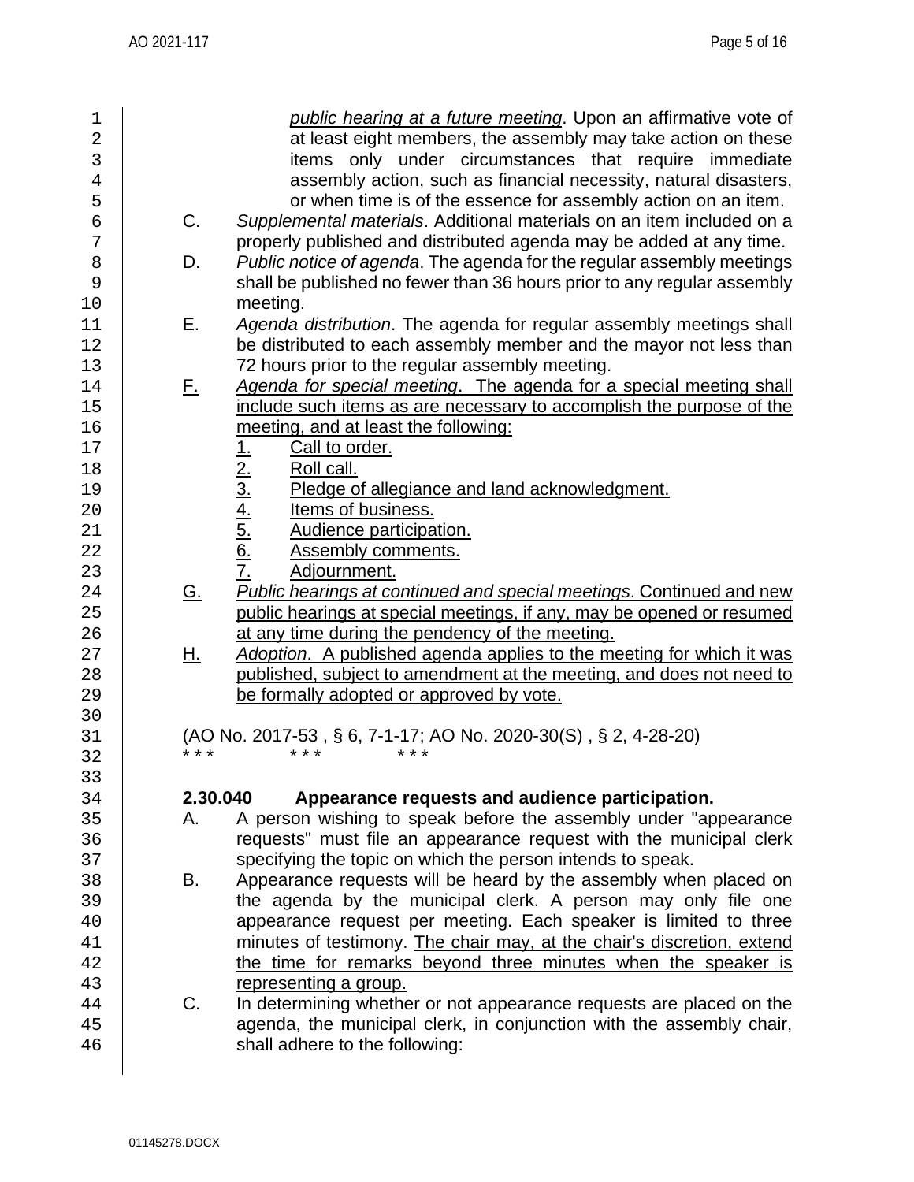*public hearing at a future meeting*. Upon an affirmative vote of at least eight members, the assembly may take action on these items only under circumstances that require immediate assembly action, such as financial necessity, natural disasters, or when time is of the essence for assembly action on an item.

C. *Supplemental materials*. Additional materials on an item included on a properly published and distributed agenda may be added at any time.

D. *Public notice of agenda*. The agenda for the regular assembly meetings shall be published no fewer than 36 hours prior to any regular assembly meeting.

E. *Agenda distribution*. The agenda for regular assembly meetings shall be distributed to each assembly member and the mayor not less than 72 hours prior to the regular assembly meeting.

<u>F.</u> <u>*Agenda for special meeting*. The agenda for a special meeting shall include such items as are necessary to accomplish the purpose of the meeting, and at least the following:</u>

<u>1.</u> <u>Call to order.</u>
<u>2.</u> <u>Roll call.</u>
<u>3.</u> <u>Pledge of allegiance and land acknowledgment.</u>
<u>4.</u> <u>Items of business.</u>
<u>5.</u> <u>Audience participation.</u>
<u>6.</u> <u>Assembly comments.</u>
<u>7.</u> <u>Adjournment.</u>

<u>G.</u> <u>*Public hearings at continued and special meetings*. Continued and new public hearings at special meetings, if any, may be opened or resumed at any time during the pendency of the meeting.</u>

<u>H.</u> <u>*Adoption*. A published agenda applies to the meeting for which it was published, subject to amendment at the meeting, and does not need to be formally adopted or approved by vote.</u>

(AO No. 2017-53 , § 6, 7-1-17; AO No. 2020-30(S) , § 2, 4-28-20)

\*\*\*  \*\*\*  \*\*\*

**2.30.040 Appearance requests and audience participation.**

A. A person wishing to speak before the assembly under "appearance requests" must file an appearance request with the municipal clerk specifying the topic on which the person intends to speak.

B. Appearance requests will be heard by the assembly when placed on the agenda by the municipal clerk. A person may only file one appearance request per meeting. Each speaker is limited to three minutes of testimony. <u>The chair may, at the chair's discretion, extend the time for remarks beyond three minutes when the speaker is representing a group.</u>

C. In determining whether or not appearance requests are placed on the agenda, the municipal clerk, in conjunction with the assembly chair, shall adhere to the following: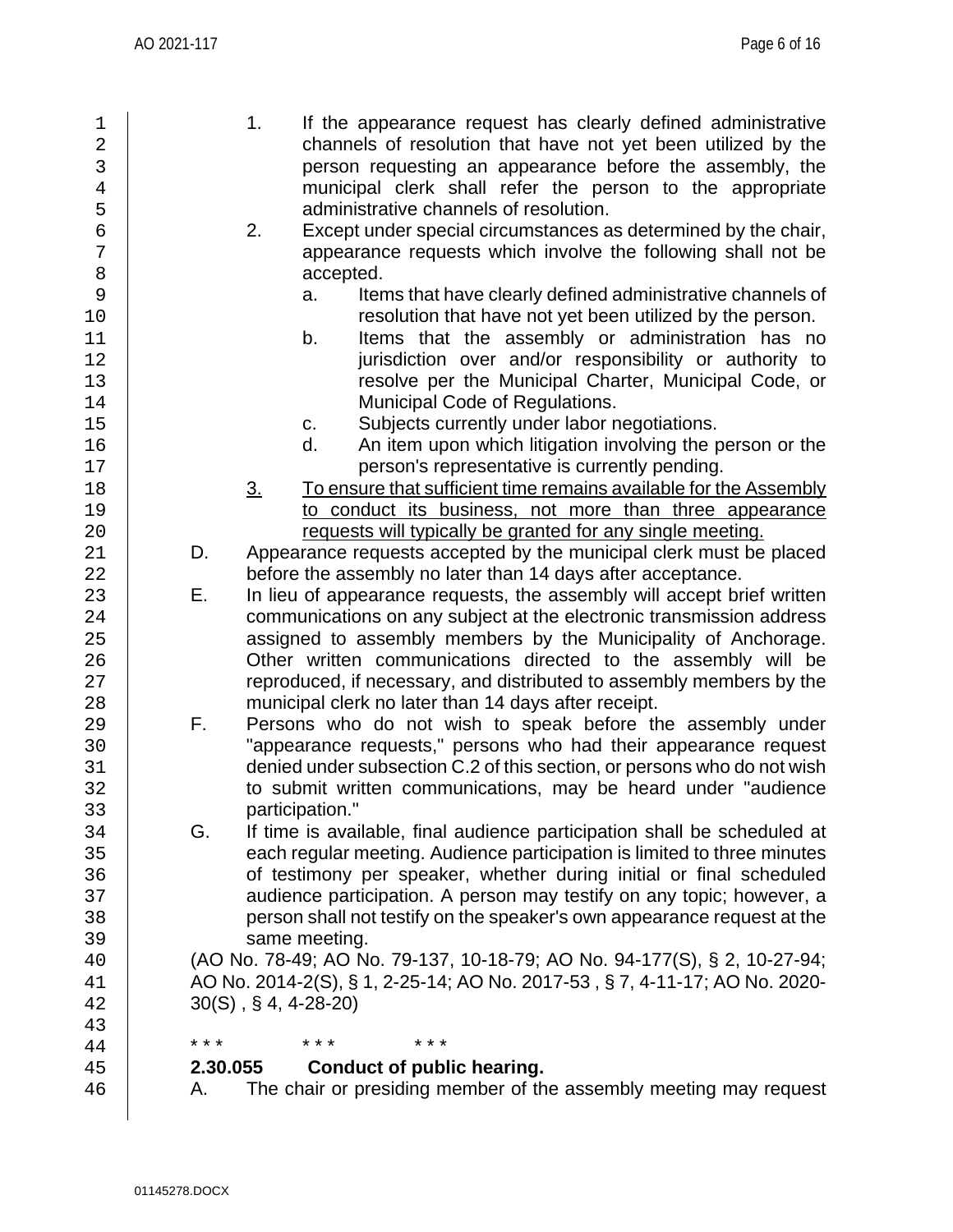1. If the appearance request has clearly defined administrative channels of resolution that have not yet been utilized by the person requesting an appearance before the assembly, the municipal clerk shall refer the person to the appropriate administrative channels of resolution.
2. Except under special circumstances as determined by the chair, appearance requests which involve the following shall not be accepted.
   a. Items that have clearly defined administrative channels of resolution that have not yet been utilized by the person.
   b. Items that the assembly or administration has no jurisdiction over and/or responsibility or authority to resolve per the Municipal Charter, Municipal Code, or Municipal Code of Regulations.
   c. Subjects currently under labor negotiations.
   d. An item upon which litigation involving the person or the person's representative is currently pending.
3. <u>To ensure that sufficient time remains available for the Assembly to conduct its business, not more than three appearance requests will typically be granted for any single meeting.</u>

D. Appearance requests accepted by the municipal clerk must be placed before the assembly no later than 14 days after acceptance.

E. In lieu of appearance requests, the assembly will accept brief written communications on any subject at the electronic transmission address assigned to assembly members by the Municipality of Anchorage. Other written communications directed to the assembly will be reproduced, if necessary, and distributed to assembly members by the municipal clerk no later than 14 days after receipt.

F. Persons who do not wish to speak before the assembly under "appearance requests," persons who had their appearance request denied under subsection C.2 of this section, or persons who do not wish to submit written communications, may be heard under "audience participation."

G. If time is available, final audience participation shall be scheduled at each regular meeting. Audience participation is limited to three minutes of testimony per speaker, whether during initial or final scheduled audience participation. A person may testify on any topic; however, a person shall not testify on the speaker's own appearance request at the same meeting.

(AO No. 78-49; AO No. 79-137, 10-18-79; AO No. 94-177(S), § 2, 10-27-94; AO No. 2014-2(S), § 1, 2-25-14; AO No. 2017-53 , § 7, 4-11-17; AO No. 2020-30(S) , § 4, 4-28-20)

\*\*\* \*\*\* \*\*\*

**2.30.055 Conduct of public hearing.**

A. The chair or presiding member of the assembly meeting may request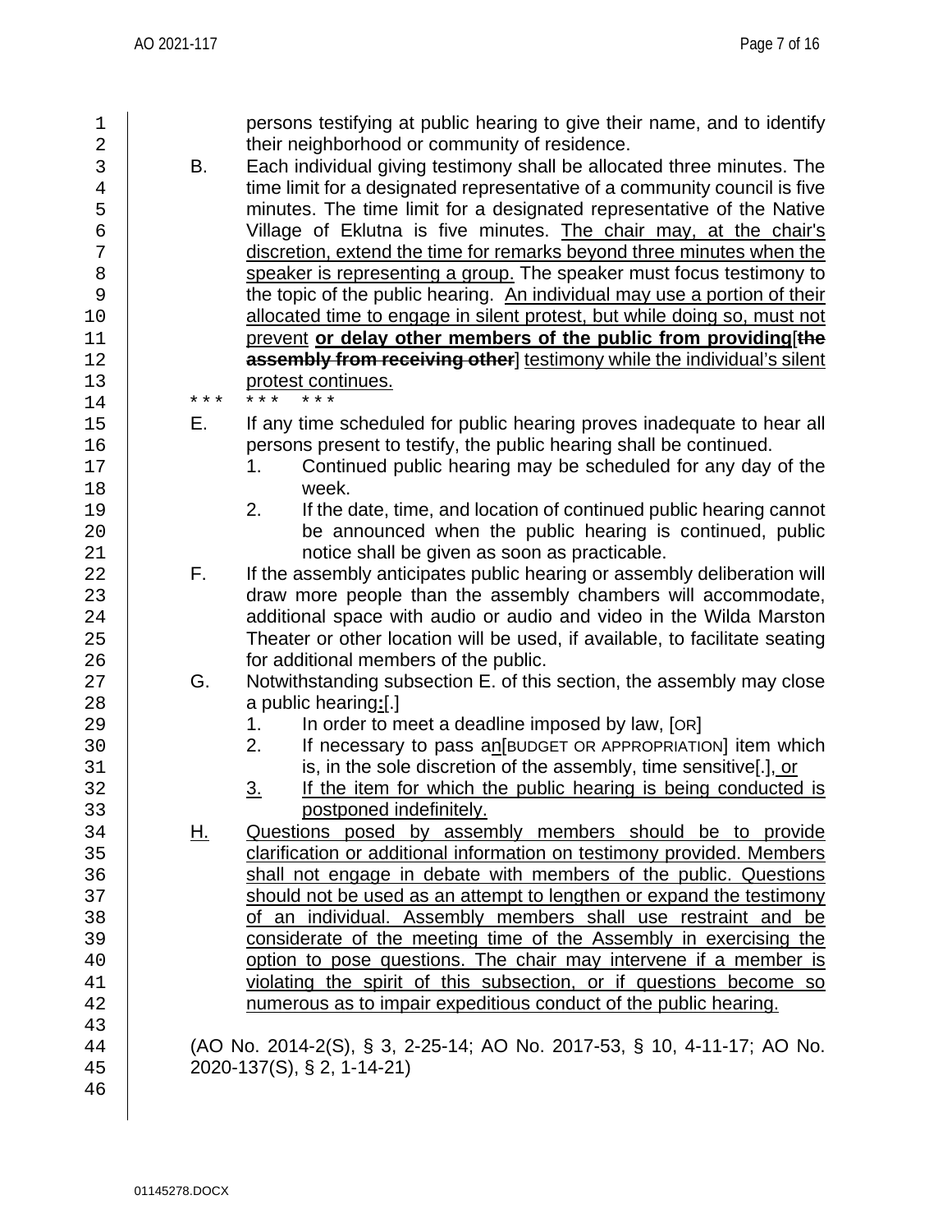persons testifying at public hearing to give their name, and to identify their neighborhood or community of residence.

B. Each individual giving testimony shall be allocated three minutes. The time limit for a designated representative of a community council is five minutes. The time limit for a designated representative of the Native Village of Eklutna is five minutes. <u>The chair may, at the chair's discretion, extend the time for remarks beyond three minutes when the speaker is representing a group.</u> The speaker must focus testimony to the topic of the public hearing. <u>An individual may use a portion of their allocated time to engage in silent protest, but while doing so, must not prevent</u> **<u>or delay other members of the public from providing</u>**[~~**the assembly from receiving other**~~] <u>testimony while the individual's silent protest continues.</u>

\*\*\* \*\*\* \*\*\*

E. If any time scheduled for public hearing proves inadequate to hear all persons present to testify, the public hearing shall be continued.

1. Continued public hearing may be scheduled for any day of the week.
2. If the date, time, and location of continued public hearing cannot be announced when the public hearing is continued, public notice shall be given as soon as practicable.

F. If the assembly anticipates public hearing or assembly deliberation will draw more people than the assembly chambers will accommodate, additional space with audio or audio and video in the Wilda Marston Theater or other location will be used, if available, to facilitate seating for additional members of the public.

G. Notwithstanding subsection E. of this section, the assembly may close a public hearing**<u>:</u>**[.]

1. In order to meet a deadline imposed by law, [OR]
2. If necessary to pass a<u>n</u>[BUDGET OR APPROPRIATION] item which is, in the sole discretion of the assembly, time sensitive[.]<u>, or</u>
3. <u>If the item for which the public hearing is being conducted is postponed indefinitely.</u>

<u>H.</u> <u>Questions posed by assembly members should be to provide clarification or additional information on testimony provided. Members shall not engage in debate with members of the public. Questions should not be used as an attempt to lengthen or expand the testimony of an individual. Assembly members shall use restraint and be considerate of the meeting time of the Assembly in exercising the option to pose questions. The chair may intervene if a member is violating the spirit of this subsection, or if questions become so numerous as to impair expeditious conduct of the public hearing.</u>

(AO No. 2014-2(S), § 3, 2-25-14; AO No. 2017-53, § 10, 4-11-17; AO No. 2020-137(S), § 2, 1-14-21)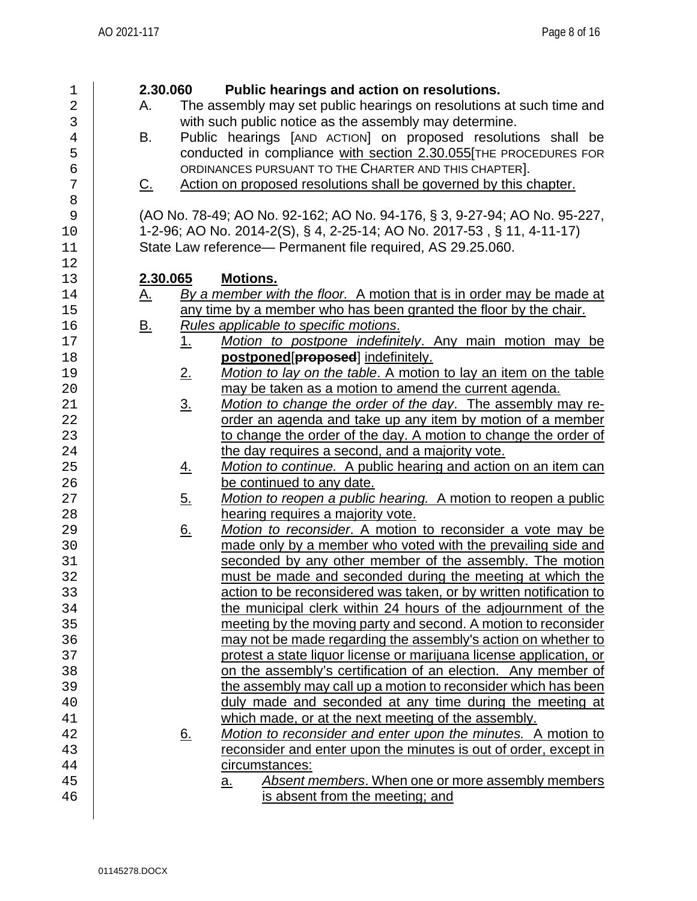**2.30.060 Public hearings and action on resolutions.**

A. The assembly may set public hearings on resolutions at such time and with such public notice as the assembly may determine.

B. Public hearings [AND ACTION] on proposed resolutions shall be conducted in compliance <u>with section 2.30.055</u>[THE PROCEDURES FOR ORDINANCES PURSUANT TO THE CHARTER AND THIS CHAPTER].

<u>C. Action on proposed resolutions shall be governed by this chapter.</u>

(AO No. 78-49; AO No. 92-162; AO No. 94-176, § 3, 9-27-94; AO No. 95-227, 1-2-96; AO No. 2014-2(S), § 4, 2-25-14; AO No. 2017-53 , § 11, 4-11-17)
State Law reference— Permanent file required, AS 29.25.060.

<u>**2.30.065 Motions.**</u>

<u>A. *By a member with the floor.* A motion that is in order may be made at any time by a member who has been granted the floor by the chair.</u>

<u>B. *Rules applicable to specific motions*.</u>

<u>1. *Motion to postpone indefinitely*. Any main motion may be **postponed**</u>[~~**proposed**~~] <u>indefinitely.</u>

<u>2. *Motion to lay on the table*. A motion to lay an item on the table may be taken as a motion to amend the current agenda.</u>

<u>3. *Motion to change the order of the day*. The assembly may re-order an agenda and take up any item by motion of a member to change the order of the day. A motion to change the order of the day requires a second, and a majority vote.</u>

<u>4. *Motion to continue.* A public hearing and action on an item can be continued to any date.</u>

<u>5. *Motion to reopen a public hearing.* A motion to reopen a public hearing requires a majority vote.</u>

<u>6. *Motion to reconsider*. A motion to reconsider a vote may be made only by a member who voted with the prevailing side and seconded by any other member of the assembly. The motion must be made and seconded during the meeting at which the action to be reconsidered was taken, or by written notification to the municipal clerk within 24 hours of the adjournment of the meeting by the moving party and second. A motion to reconsider may not be made regarding the assembly's action on whether to protest a state liquor license or marijuana license application, or on the assembly's certification of an election. Any member of the assembly may call up a motion to reconsider which has been duly made and seconded at any time during the meeting at which made, or at the next meeting of the assembly.</u>

<u>6. *Motion to reconsider and enter upon the minutes.* A motion to reconsider and enter upon the minutes is out of order, except in circumstances:</u>

<u>a. *Absent members*. When one or more assembly members is absent from the meeting; and</u>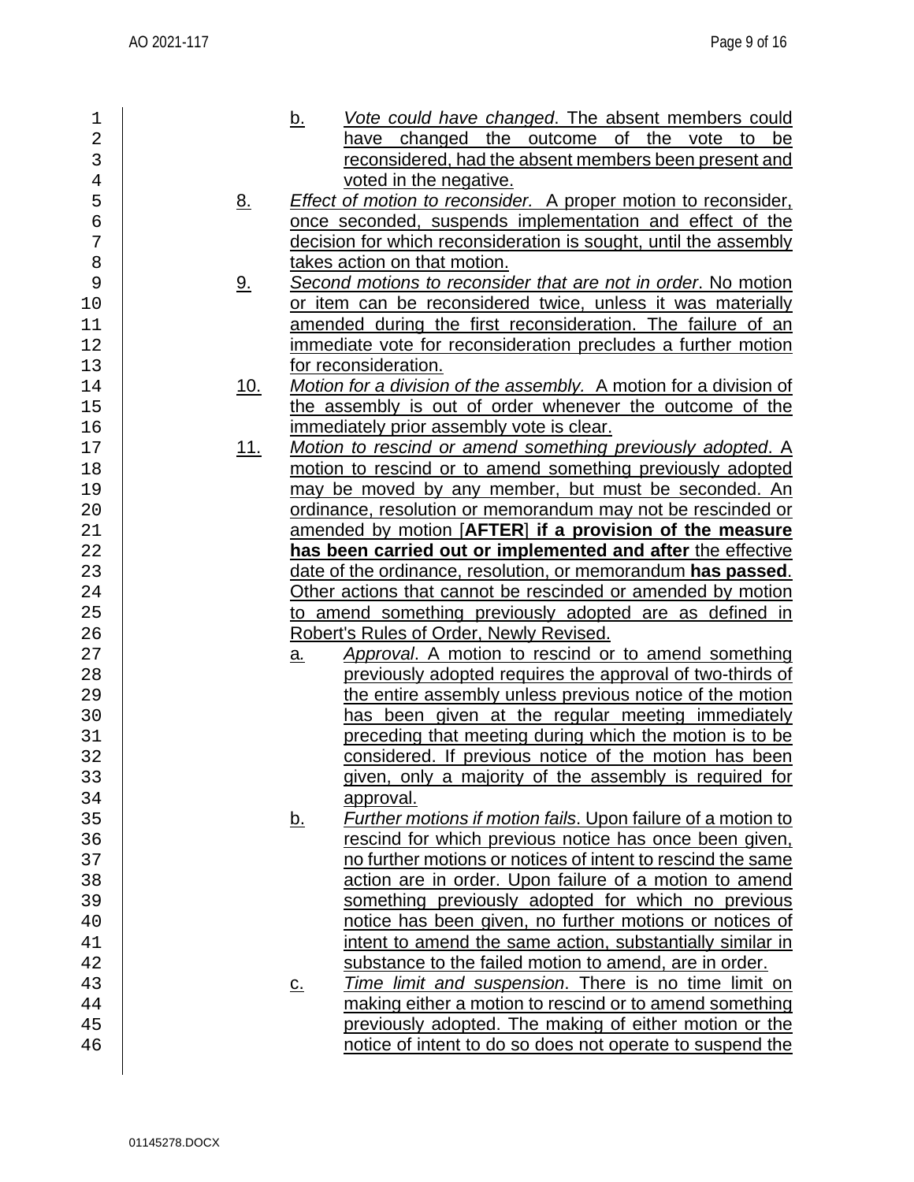b. *Vote could have changed*. The absent members could have changed the outcome of the vote to be reconsidered, had the absent members been present and voted in the negative.

8. *Effect of motion to reconsider.* A proper motion to reconsider, once seconded, suspends implementation and effect of the decision for which reconsideration is sought, until the assembly takes action on that motion.

9. *Second motions to reconsider that are not in order*. No motion or item can be reconsidered twice, unless it was materially amended during the first reconsideration. The failure of an immediate vote for reconsideration precludes a further motion for reconsideration.

10. *Motion for a division of the assembly.* A motion for a division of the assembly is out of order whenever the outcome of the immediately prior assembly vote is clear.

11. *Motion to rescind or amend something previously adopted*. A motion to rescind or to amend something previously adopted may be moved by any member, but must be seconded. An ordinance, resolution or memorandum may not be rescinded or amended by motion [**AFTER**] **if a provision of the measure has been carried out or implemented and after** the effective date of the ordinance, resolution, or memorandum **has passed**. Other actions that cannot be rescinded or amended by motion to amend something previously adopted are as defined in Robert's Rules of Order, Newly Revised.

    a. *Approval*. A motion to rescind or to amend something previously adopted requires the approval of two-thirds of the entire assembly unless previous notice of the motion has been given at the regular meeting immediately preceding that meeting during which the motion is to be considered. If previous notice of the motion has been given, only a majority of the assembly is required for approval.

    b. *Further motions if motion fails*. Upon failure of a motion to rescind for which previous notice has once been given, no further motions or notices of intent to rescind the same action are in order. Upon failure of a motion to amend something previously adopted for which no previous notice has been given, no further motions or notices of intent to amend the same action, substantially similar in substance to the failed motion to amend, are in order.

    c. *Time limit and suspension*. There is no time limit on making either a motion to rescind or to amend something previously adopted. The making of either motion or the notice of intent to do so does not operate to suspend the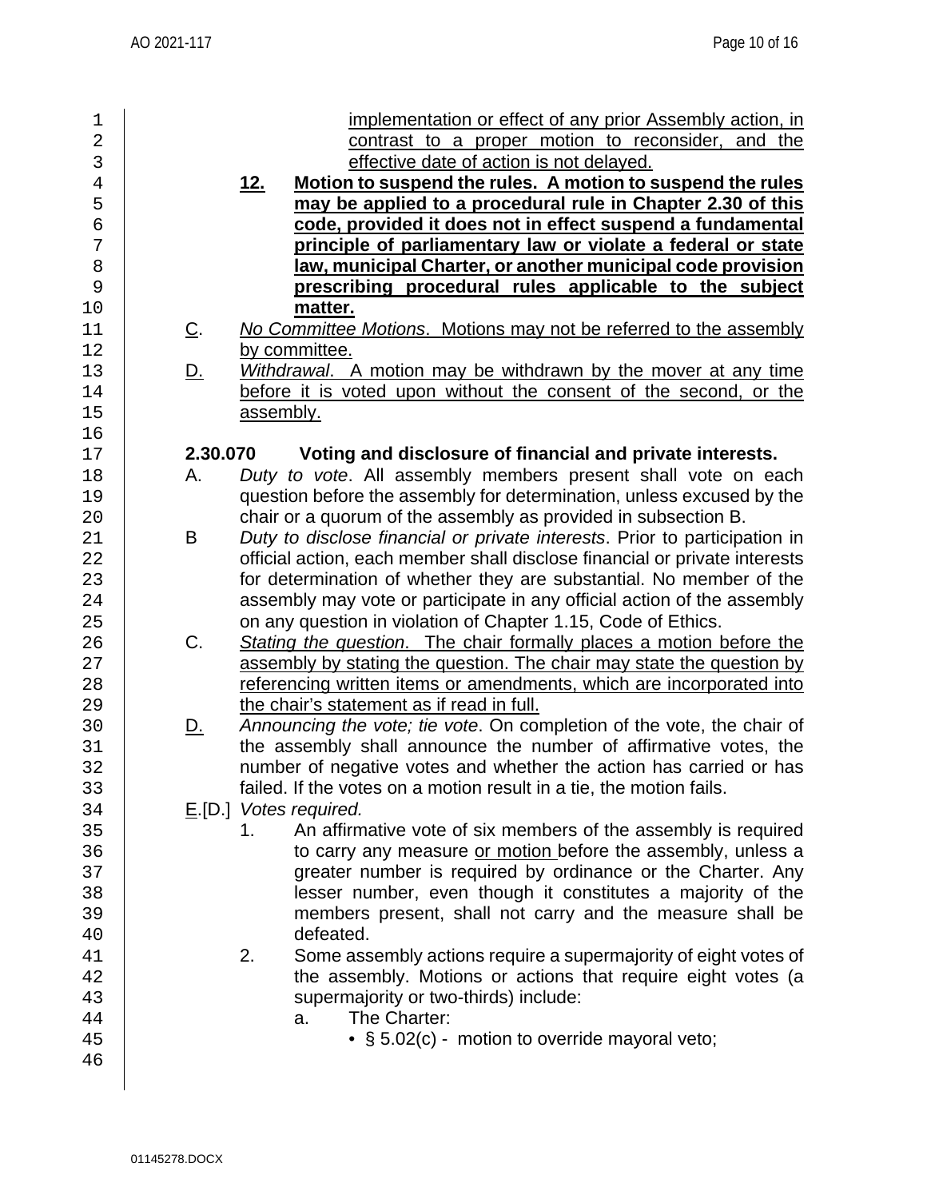implementation or effect of any prior Assembly action, in contrast to a proper motion to reconsider, and the effective date of action is not delayed.

**12. Motion to suspend the rules. A motion to suspend the rules may be applied to a procedural rule in Chapter 2.30 of this code, provided it does not in effect suspend a fundamental principle of parliamentary law or violate a federal or state law, municipal Charter, or another municipal code provision prescribing procedural rules applicable to the subject matter.**

C. *No Committee Motions*. Motions may not be referred to the assembly by committee.

D. *Withdrawal*. A motion may be withdrawn by the mover at any time before it is voted upon without the consent of the second, or the assembly.

**2.30.070 Voting and disclosure of financial and private interests.**

A. *Duty to vote*. All assembly members present shall vote on each question before the assembly for determination, unless excused by the chair or a quorum of the assembly as provided in subsection B.

B *Duty to disclose financial or private interests*. Prior to participation in official action, each member shall disclose financial or private interests for determination of whether they are substantial. No member of the assembly may vote or participate in any official action of the assembly on any question in violation of Chapter 1.15, Code of Ethics.

C. *Stating the question*. The chair formally places a motion before the assembly by stating the question. The chair may state the question by referencing written items or amendments, which are incorporated into the chair's statement as if read in full.

D. *Announcing the vote; tie vote*. On completion of the vote, the chair of the assembly shall announce the number of affirmative votes, the number of negative votes and whether the action has carried or has failed. If the votes on a motion result in a tie, the motion fails.

E.[D.] *Votes required.*

1. An affirmative vote of six members of the assembly is required to carry any measure or motion before the assembly, unless a greater number is required by ordinance or the Charter. Any lesser number, even though it constitutes a majority of the members present, shall not carry and the measure shall be defeated.
2. Some assembly actions require a supermajority of eight votes of the assembly. Motions or actions that require eight votes (a supermajority or two-thirds) include:
   a. The Charter:
      - § 5.02(c) - motion to override mayoral veto;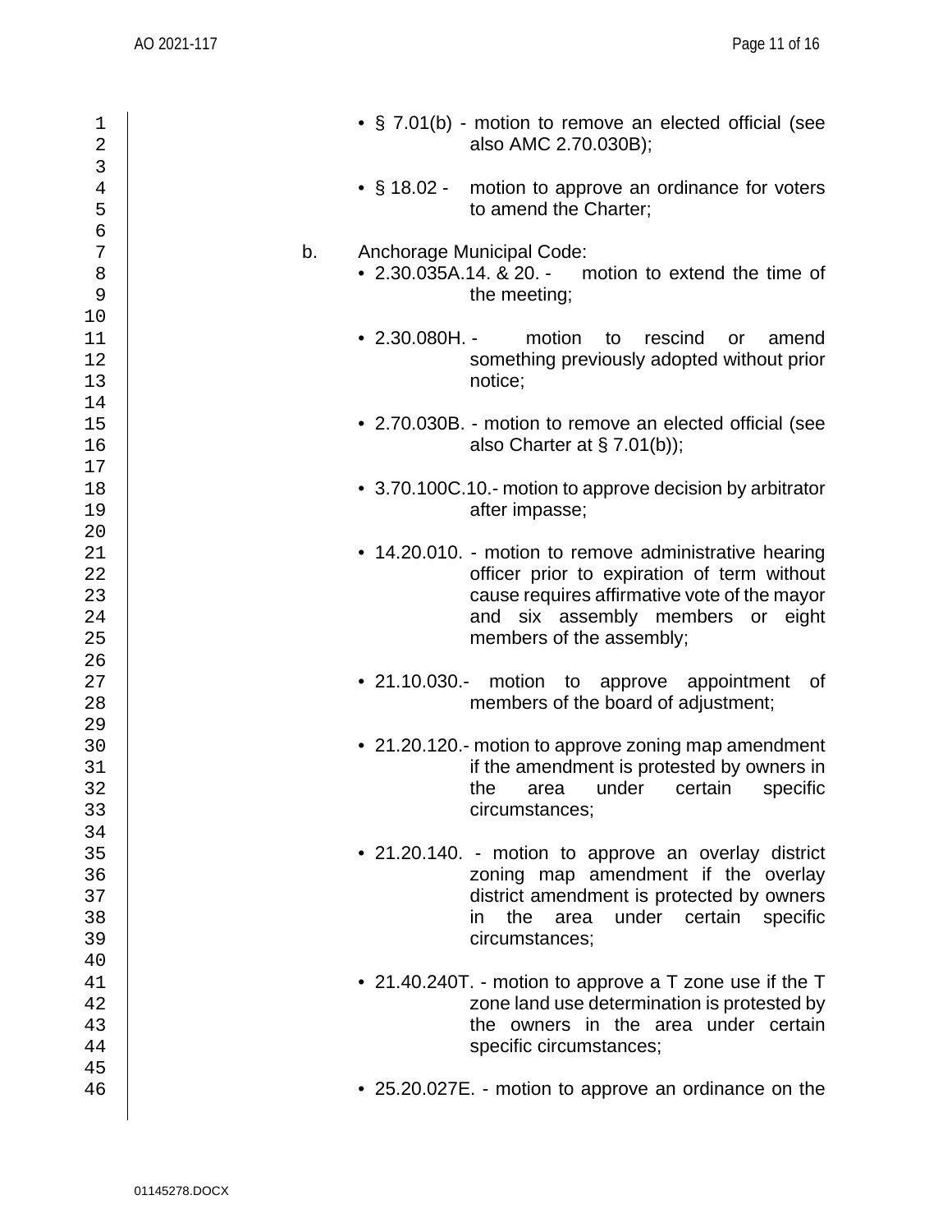- § 7.01(b) - motion to remove an elected official (see also AMC 2.70.030B);

- § 18.02 - motion to approve an ordinance for voters to amend the Charter;

b. Anchorage Municipal Code:

- 2.30.035A.14. & 20. - motion to extend the time of the meeting;

- 2.30.080H. - motion to rescind or amend something previously adopted without prior notice;

- 2.70.030B. - motion to remove an elected official (see also Charter at § 7.01(b));

- 3.70.100C.10.- motion to approve decision by arbitrator after impasse;

- 14.20.010. - motion to remove administrative hearing officer prior to expiration of term without cause requires affirmative vote of the mayor and six assembly members or eight members of the assembly;

- 21.10.030.- motion to approve appointment of members of the board of adjustment;

- 21.20.120.- motion to approve zoning map amendment if the amendment is protested by owners in the area under certain specific circumstances;

- 21.20.140. - motion to approve an overlay district zoning map amendment if the overlay district amendment is protected by owners in the area under certain specific circumstances;

- 21.40.240T. - motion to approve a T zone use if the T zone land use determination is protested by the owners in the area under certain specific circumstances;

- 25.20.027E. - motion to approve an ordinance on the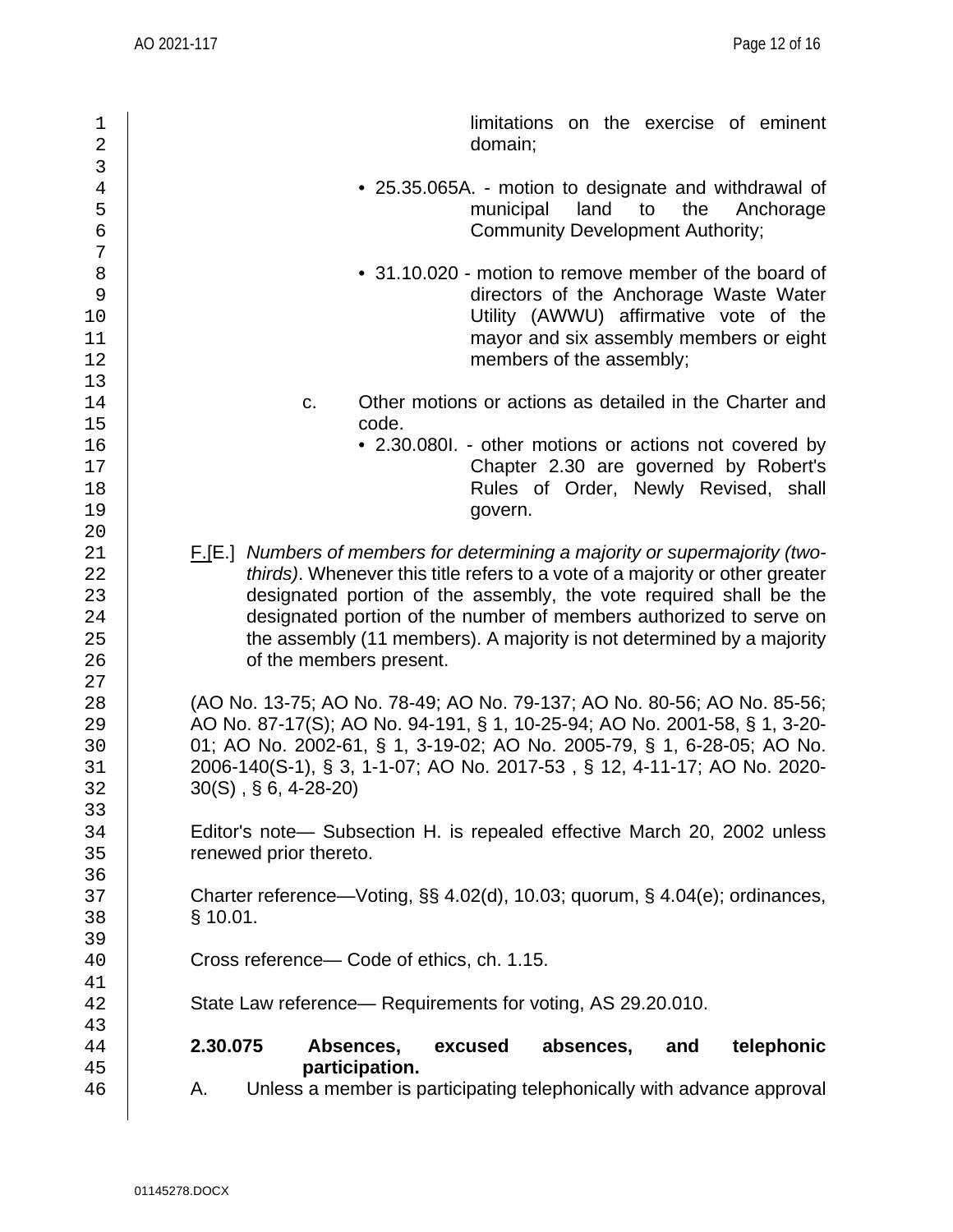limitations on the exercise of eminent domain;

- 25.35.065A. - motion to designate and withdrawal of municipal land to the Anchorage Community Development Authority;

- 31.10.020 - motion to remove member of the board of directors of the Anchorage Waste Water Utility (AWWU) affirmative vote of the mayor and six assembly members or eight members of the assembly;

c. Other motions or actions as detailed in the Charter and code.

- 2.30.080I. - other motions or actions not covered by Chapter 2.30 are governed by Robert's Rules of Order, Newly Revised, shall govern.

F.[E.] *Numbers of members for determining a majority or supermajority (two-thirds)*. Whenever this title refers to a vote of a majority or other greater designated portion of the assembly, the vote required shall be the designated portion of the number of members authorized to serve on the assembly (11 members). A majority is not determined by a majority of the members present.

(AO No. 13-75; AO No. 78-49; AO No. 79-137; AO No. 80-56; AO No. 85-56; AO No. 87-17(S); AO No. 94-191, § 1, 10-25-94; AO No. 2001-58, § 1, 3-20-01; AO No. 2002-61, § 1, 3-19-02; AO No. 2005-79, § 1, 6-28-05; AO No. 2006-140(S-1), § 3, 1-1-07; AO No. 2017-53 , § 12, 4-11-17; AO No. 2020-30(S) , § 6, 4-28-20)

Editor's note— Subsection H. is repealed effective March 20, 2002 unless renewed prior thereto.

Charter reference—Voting, §§ 4.02(d), 10.03; quorum, § 4.04(e); ordinances, § 10.01.

Cross reference— Code of ethics, ch. 1.15.

State Law reference— Requirements for voting, AS 29.20.010.

**2.30.075 Absences, excused absences, and telephonic participation.**

A. Unless a member is participating telephonically with advance approval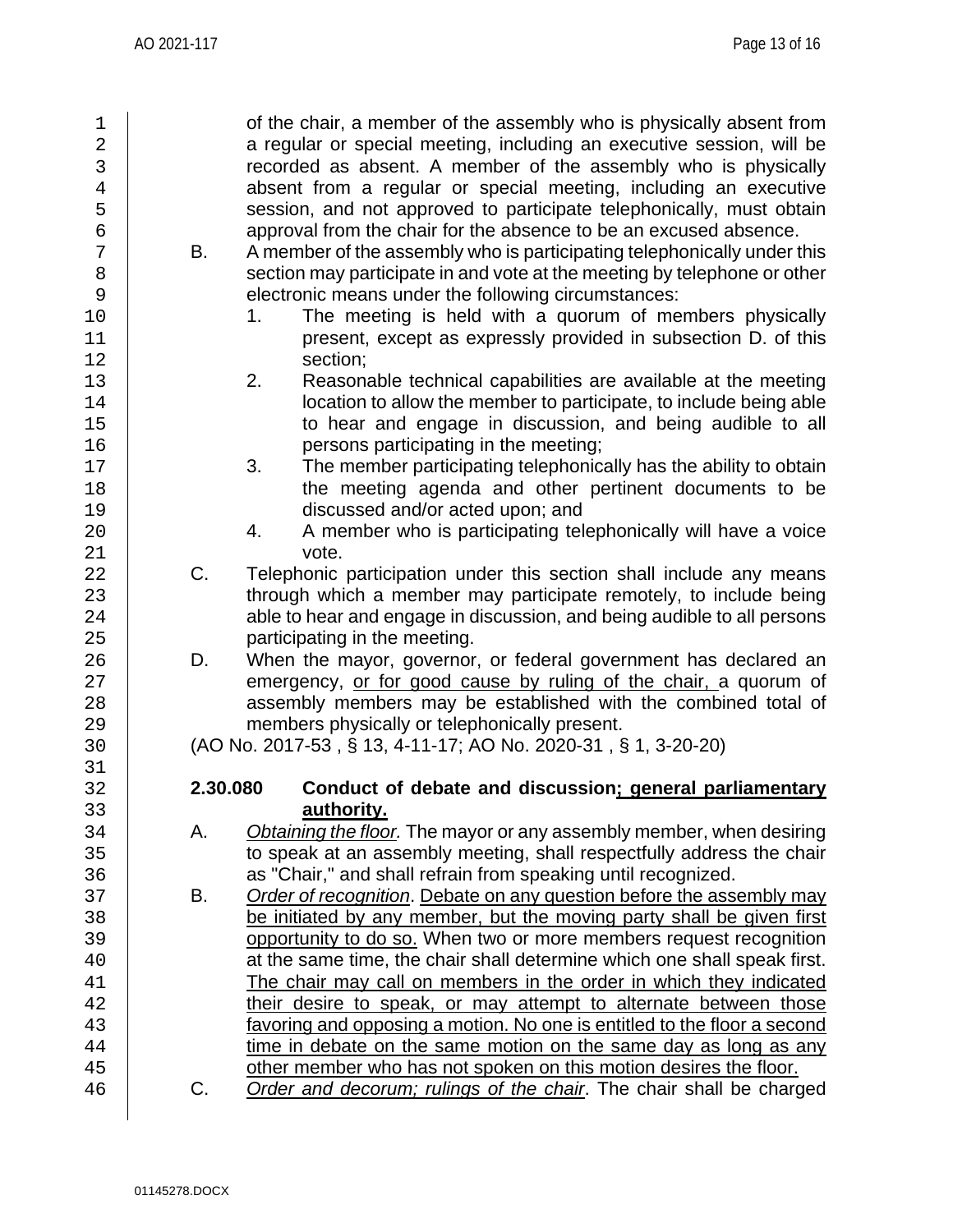of the chair, a member of the assembly who is physically absent from a regular or special meeting, including an executive session, will be recorded as absent. A member of the assembly who is physically absent from a regular or special meeting, including an executive session, and not approved to participate telephonically, must obtain approval from the chair for the absence to be an excused absence.

B. A member of the assembly who is participating telephonically under this section may participate in and vote at the meeting by telephone or other electronic means under the following circumstances:

1. The meeting is held with a quorum of members physically present, except as expressly provided in subsection D. of this section;
2. Reasonable technical capabilities are available at the meeting location to allow the member to participate, to include being able to hear and engage in discussion, and being audible to all persons participating in the meeting;
3. The member participating telephonically has the ability to obtain the meeting agenda and other pertinent documents to be discussed and/or acted upon; and
4. A member who is participating telephonically will have a voice vote.

C. Telephonic participation under this section shall include any means through which a member may participate remotely, to include being able to hear and engage in discussion, and being audible to all persons participating in the meeting.

D. When the mayor, governor, or federal government has declared an emergency, <u>or for good cause by ruling of the chair,</u> a quorum of assembly members may be established with the combined total of members physically or telephonically present.

(AO No. 2017-53 , § 13, 4-11-17; AO No. 2020-31 , § 1, 3-20-20)

**2.30.080 Conduct of debate and discussion<u>; general parliamentary authority.</u>**

A. *<u>Obtaining the floor.</u>* The mayor or any assembly member, when desiring to speak at an assembly meeting, shall respectfully address the chair as "Chair," and shall refrain from speaking until recognized.

B. *<u>Order of recognition</u>*. <u>Debate on any question before the assembly may be initiated by any member, but the moving party shall be given first opportunity to do so.</u> When two or more members request recognition at the same time, the chair shall determine which one shall speak first. <u>The chair may call on members in the order in which they indicated their desire to speak, or may attempt to alternate between those favoring and opposing a motion. No one is entitled to the floor a second time in debate on the same motion on the same day as long as any other member who has not spoken on this motion desires the floor.</u>

C. *<u>Order and decorum; rulings of the chair</u>*. The chair shall be charged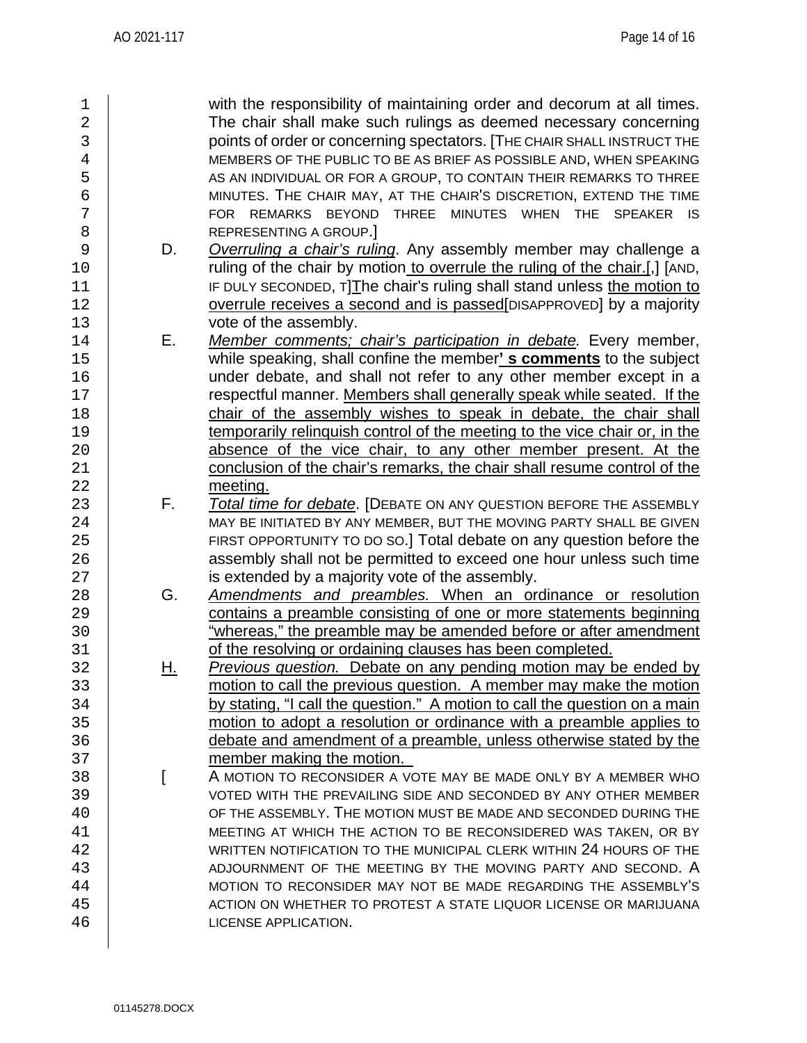with the responsibility of maintaining order and decorum at all times. The chair shall make such rulings as deemed necessary concerning points of order or concerning spectators. [THE CHAIR SHALL INSTRUCT THE MEMBERS OF THE PUBLIC TO BE AS BRIEF AS POSSIBLE AND, WHEN SPEAKING AS AN INDIVIDUAL OR FOR A GROUP, TO CONTAIN THEIR REMARKS TO THREE MINUTES. THE CHAIR MAY, AT THE CHAIR'S DISCRETION, EXTEND THE TIME FOR REMARKS BEYOND THREE MINUTES WHEN THE SPEAKER IS REPRESENTING A GROUP.]

D. *Overruling a chair's ruling*. Any assembly member may challenge a ruling of the chair by motion to overrule the ruling of the chair.[,] [AND, IF DULY SECONDED, T]The chair's ruling shall stand unless the motion to overrule receives a second and is passed[DISAPPROVED] by a majority vote of the assembly.

E. *Member comments; chair's participation in debate.* Every member, while speaking, shall confine the member**' s comments** to the subject under debate, and shall not refer to any other member except in a respectful manner. Members shall generally speak while seated. If the chair of the assembly wishes to speak in debate, the chair shall temporarily relinquish control of the meeting to the vice chair or, in the absence of the vice chair, to any other member present. At the conclusion of the chair's remarks, the chair shall resume control of the meeting.

F. *Total time for debate*. [DEBATE ON ANY QUESTION BEFORE THE ASSEMBLY MAY BE INITIATED BY ANY MEMBER, BUT THE MOVING PARTY SHALL BE GIVEN FIRST OPPORTUNITY TO DO SO.] Total debate on any question before the assembly shall not be permitted to exceed one hour unless such time is extended by a majority vote of the assembly.

G. *Amendments and preambles.* When an ordinance or resolution contains a preamble consisting of one or more statements beginning "whereas," the preamble may be amended before or after amendment of the resolving or ordaining clauses has been completed.

H. *Previous question.* Debate on any pending motion may be ended by motion to call the previous question. A member may make the motion by stating, "I call the question." A motion to call the question on a main motion to adopt a resolution or ordinance with a preamble applies to debate and amendment of a preamble, unless otherwise stated by the member making the motion.

[ A MOTION TO RECONSIDER A VOTE MAY BE MADE ONLY BY A MEMBER WHO VOTED WITH THE PREVAILING SIDE AND SECONDED BY ANY OTHER MEMBER OF THE ASSEMBLY. THE MOTION MUST BE MADE AND SECONDED DURING THE MEETING AT WHICH THE ACTION TO BE RECONSIDERED WAS TAKEN, OR BY WRITTEN NOTIFICATION TO THE MUNICIPAL CLERK WITHIN 24 HOURS OF THE ADJOURNMENT OF THE MEETING BY THE MOVING PARTY AND SECOND. A MOTION TO RECONSIDER MAY NOT BE MADE REGARDING THE ASSEMBLY'S ACTION ON WHETHER TO PROTEST A STATE LIQUOR LICENSE OR MARIJUANA LICENSE APPLICATION.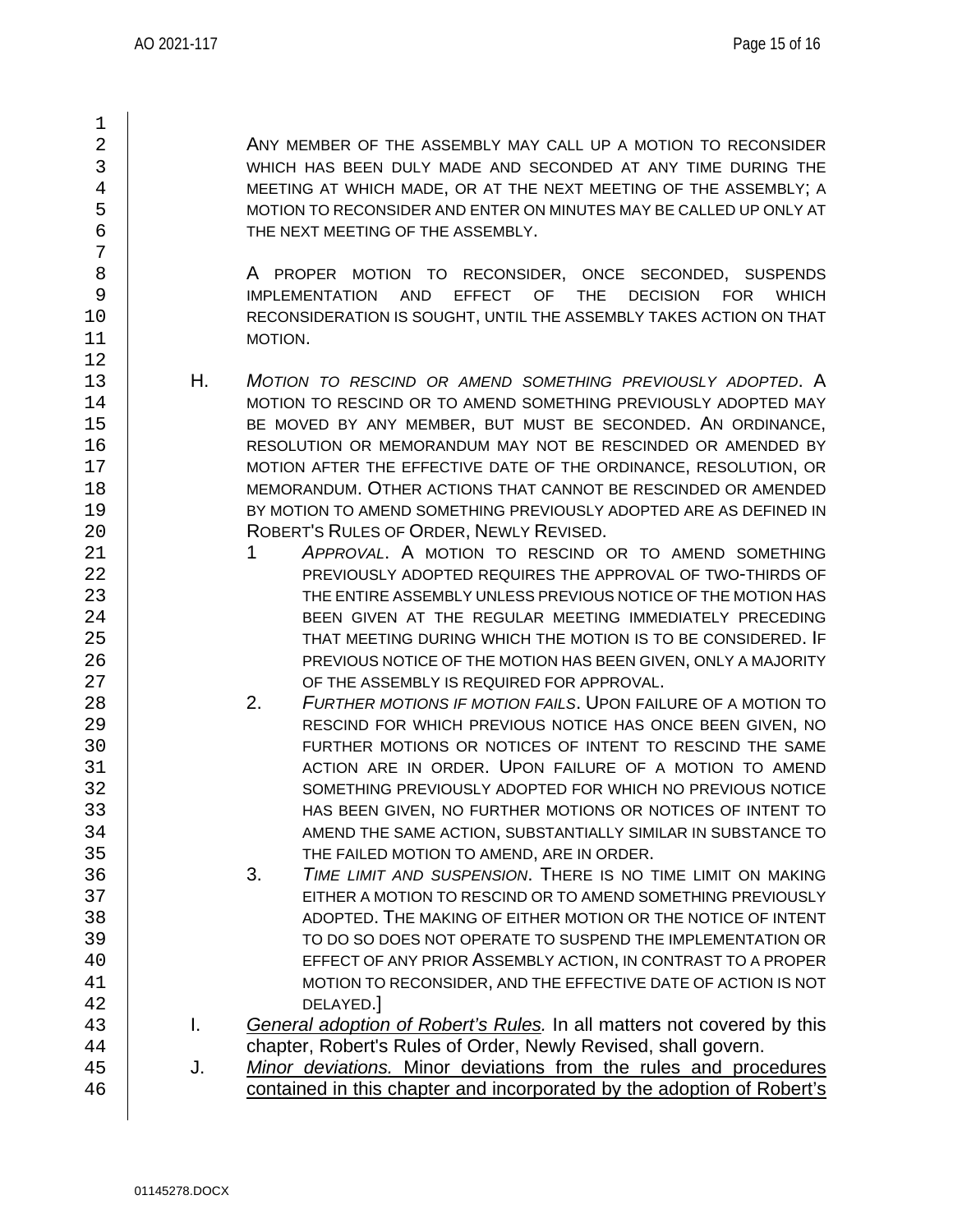ANY MEMBER OF THE ASSEMBLY MAY CALL UP A MOTION TO RECONSIDER WHICH HAS BEEN DULY MADE AND SECONDED AT ANY TIME DURING THE MEETING AT WHICH MADE, OR AT THE NEXT MEETING OF THE ASSEMBLY; A MOTION TO RECONSIDER AND ENTER ON MINUTES MAY BE CALLED UP ONLY AT THE NEXT MEETING OF THE ASSEMBLY.

A PROPER MOTION TO RECONSIDER, ONCE SECONDED, SUSPENDS IMPLEMENTATION AND EFFECT OF THE DECISION FOR WHICH RECONSIDERATION IS SOUGHT, UNTIL THE ASSEMBLY TAKES ACTION ON THAT MOTION.

H. *MOTION TO RESCIND OR AMEND SOMETHING PREVIOUSLY ADOPTED*. A MOTION TO RESCIND OR TO AMEND SOMETHING PREVIOUSLY ADOPTED MAY BE MOVED BY ANY MEMBER, BUT MUST BE SECONDED. AN ORDINANCE, RESOLUTION OR MEMORANDUM MAY NOT BE RESCINDED OR AMENDED BY MOTION AFTER THE EFFECTIVE DATE OF THE ORDINANCE, RESOLUTION, OR MEMORANDUM. OTHER ACTIONS THAT CANNOT BE RESCINDED OR AMENDED BY MOTION TO AMEND SOMETHING PREVIOUSLY ADOPTED ARE AS DEFINED IN ROBERT'S RULES OF ORDER, NEWLY REVISED.

1 *APPROVAL*. A MOTION TO RESCIND OR TO AMEND SOMETHING PREVIOUSLY ADOPTED REQUIRES THE APPROVAL OF TWO-THIRDS OF THE ENTIRE ASSEMBLY UNLESS PREVIOUS NOTICE OF THE MOTION HAS BEEN GIVEN AT THE REGULAR MEETING IMMEDIATELY PRECEDING THAT MEETING DURING WHICH THE MOTION IS TO BE CONSIDERED. IF PREVIOUS NOTICE OF THE MOTION HAS BEEN GIVEN, ONLY A MAJORITY OF THE ASSEMBLY IS REQUIRED FOR APPROVAL.

2. *FURTHER MOTIONS IF MOTION FAILS*. UPON FAILURE OF A MOTION TO RESCIND FOR WHICH PREVIOUS NOTICE HAS ONCE BEEN GIVEN, NO FURTHER MOTIONS OR NOTICES OF INTENT TO RESCIND THE SAME ACTION ARE IN ORDER. UPON FAILURE OF A MOTION TO AMEND SOMETHING PREVIOUSLY ADOPTED FOR WHICH NO PREVIOUS NOTICE HAS BEEN GIVEN, NO FURTHER MOTIONS OR NOTICES OF INTENT TO AMEND THE SAME ACTION, SUBSTANTIALLY SIMILAR IN SUBSTANCE TO THE FAILED MOTION TO AMEND, ARE IN ORDER.

3. *TIME LIMIT AND SUSPENSION*. THERE IS NO TIME LIMIT ON MAKING EITHER A MOTION TO RESCIND OR TO AMEND SOMETHING PREVIOUSLY ADOPTED. THE MAKING OF EITHER MOTION OR THE NOTICE OF INTENT TO DO SO DOES NOT OPERATE TO SUSPEND THE IMPLEMENTATION OR EFFECT OF ANY PRIOR ASSEMBLY ACTION, IN CONTRAST TO A PROPER MOTION TO RECONSIDER, AND THE EFFECTIVE DATE OF ACTION IS NOT DELAYED.]

I. <u>*General adoption of Robert's Rules.*</u> In all matters not covered by this chapter, Robert's Rules of Order, Newly Revised, shall govern.

J. <u>*Minor deviations.* Minor deviations from the rules and procedures contained in this chapter and incorporated by the adoption of Robert's</u>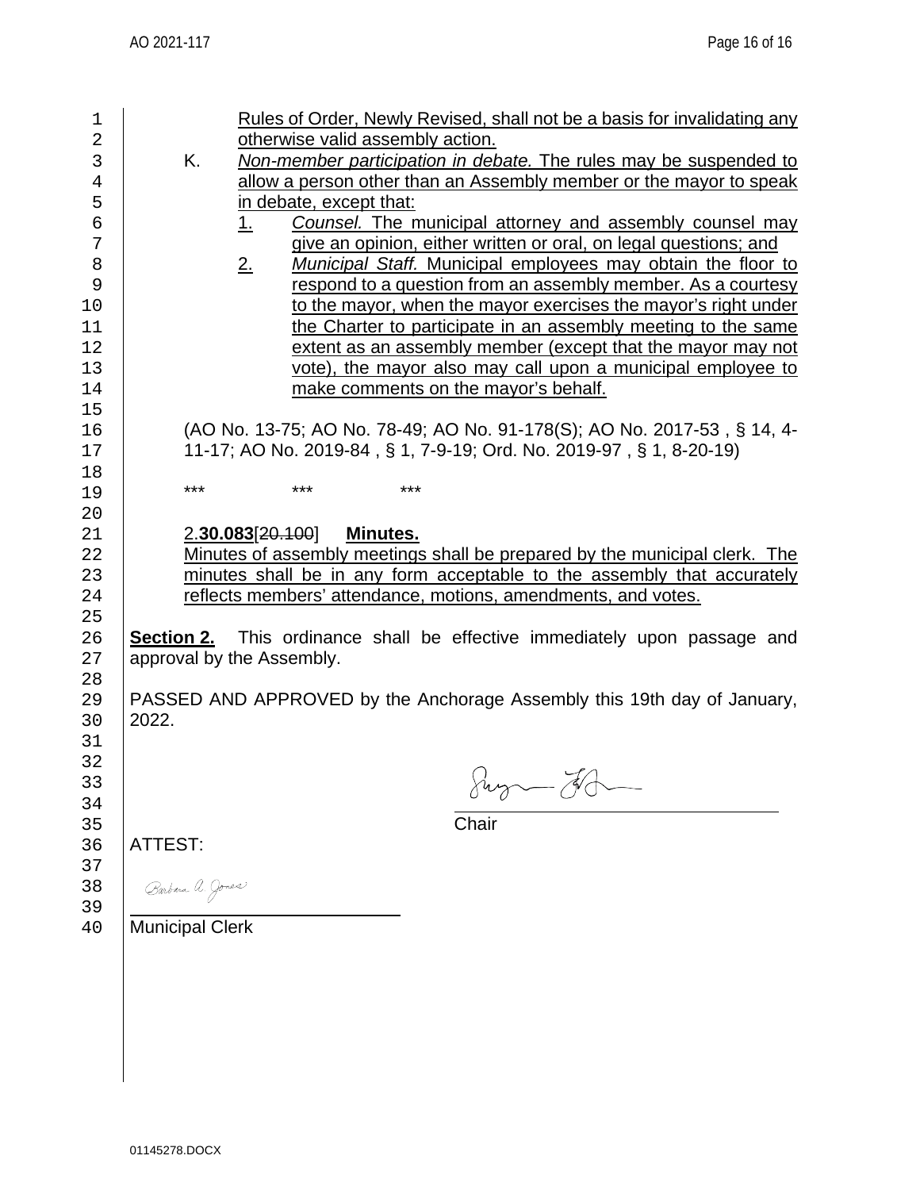Rules of Order, Newly Revised, shall not be a basis for invalidating any otherwise valid assembly action.

K. *Non-member participation in debate.* The rules may be suspended to allow a person other than an Assembly member or the mayor to speak in debate, except that:

1. *Counsel.* The municipal attorney and assembly counsel may give an opinion, either written or oral, on legal questions; and
2. *Municipal Staff.* Municipal employees may obtain the floor to respond to a question from an assembly member. As a courtesy to the mayor, when the mayor exercises the mayor's right under the Charter to participate in an assembly meeting to the same extent as an assembly member (except that the mayor may not vote), the mayor also may call upon a municipal employee to make comments on the mayor's behalf.

(AO No. 13-75; AO No. 78-49; AO No. 91-178(S); AO No. 2017-53 , § 14, 4-11-17; AO No. 2019-84 , § 1, 7-9-19; Ord. No. 2019-97 , § 1, 8-20-19)

\*\*\* \*\*\* \*\*\*

2.**30.083**[~~20.100~~] **Minutes.**

Minutes of assembly meetings shall be prepared by the municipal clerk. The minutes shall be in any form acceptable to the assembly that accurately reflects members' attendance, motions, amendments, and votes.

**Section 2.** This ordinance shall be effective immediately upon passage and approval by the Assembly.

PASSED AND APPROVED by the Anchorage Assembly this 19th day of January, 2022.

Chair

ATTEST:

Municipal Clerk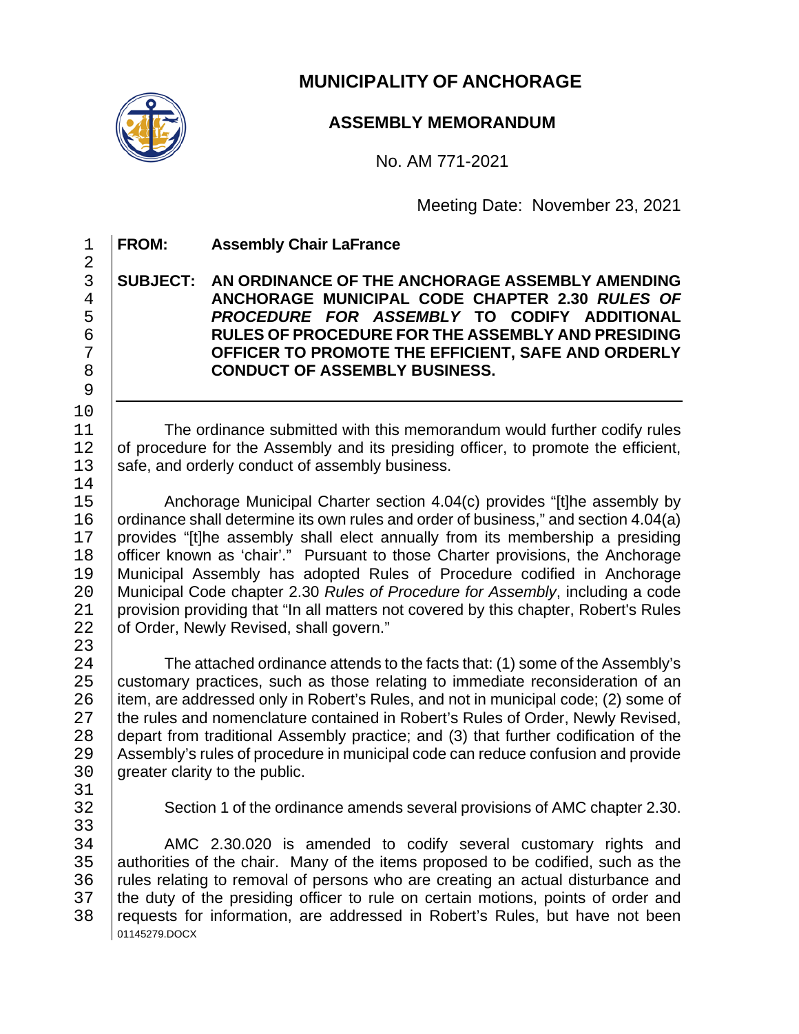# MUNICIPALITY OF ANCHORAGE

## ASSEMBLY MEMORANDUM

No. AM 771-2021

Meeting Date: November 23, 2021

**FROM:** **Assembly Chair LaFrance**

**SUBJECT:** **AN ORDINANCE OF THE ANCHORAGE ASSEMBLY AMENDING ANCHORAGE MUNICIPAL CODE CHAPTER 2.30 *RULES OF PROCEDURE FOR ASSEMBLY* TO CODIFY ADDITIONAL RULES OF PROCEDURE FOR THE ASSEMBLY AND PRESIDING OFFICER TO PROMOTE THE EFFICIENT, SAFE AND ORDERLY CONDUCT OF ASSEMBLY BUSINESS.**

---

The ordinance submitted with this memorandum would further codify rules of procedure for the Assembly and its presiding officer, to promote the efficient, safe, and orderly conduct of assembly business.

Anchorage Municipal Charter section 4.04(c) provides "[t]he assembly by ordinance shall determine its own rules and order of business," and section 4.04(a) provides "[t]he assembly shall elect annually from its membership a presiding officer known as 'chair'." Pursuant to those Charter provisions, the Anchorage Municipal Assembly has adopted Rules of Procedure codified in Anchorage Municipal Code chapter 2.30 *Rules of Procedure for Assembly*, including a code provision providing that "In all matters not covered by this chapter, Robert's Rules of Order, Newly Revised, shall govern."

The attached ordinance attends to the facts that: (1) some of the Assembly's customary practices, such as those relating to immediate reconsideration of an item, are addressed only in Robert's Rules, and not in municipal code; (2) some of the rules and nomenclature contained in Robert's Rules of Order, Newly Revised, depart from traditional Assembly practice; and (3) that further codification of the Assembly's rules of procedure in municipal code can reduce confusion and provide greater clarity to the public.

Section 1 of the ordinance amends several provisions of AMC chapter 2.30.

AMC 2.30.020 is amended to codify several customary rights and authorities of the chair. Many of the items proposed to be codified, such as the rules relating to removal of persons who are creating an actual disturbance and the duty of the presiding officer to rule on certain motions, points of order and requests for information, are addressed in Robert's Rules, but have not been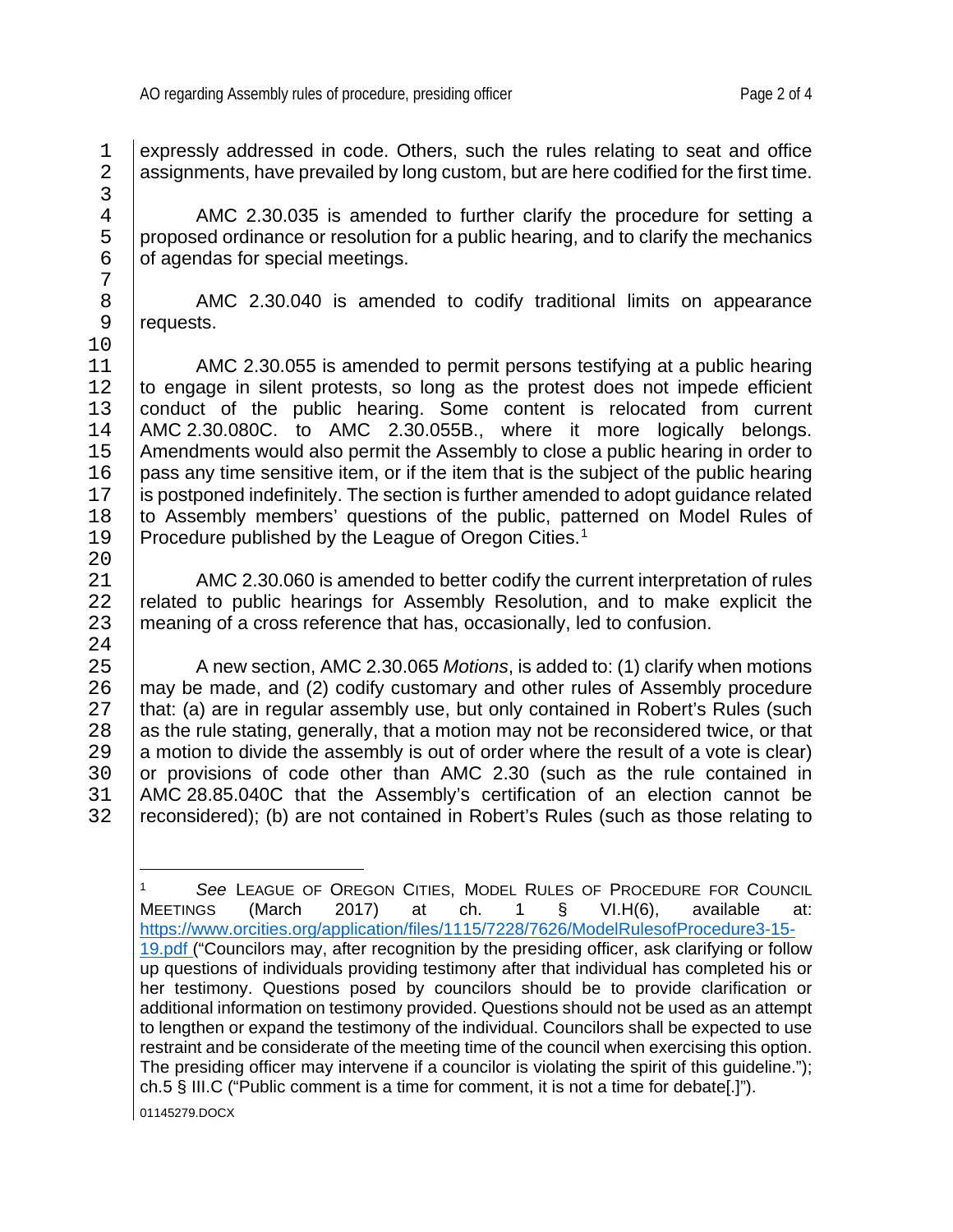expressly addressed in code. Others, such the rules relating to seat and office assignments, have prevailed by long custom, but are here codified for the first time.

AMC 2.30.035 is amended to further clarify the procedure for setting a proposed ordinance or resolution for a public hearing, and to clarify the mechanics of agendas for special meetings.

AMC 2.30.040 is amended to codify traditional limits on appearance requests.

AMC 2.30.055 is amended to permit persons testifying at a public hearing to engage in silent protests, so long as the protest does not impede efficient conduct of the public hearing. Some content is relocated from current AMC 2.30.080C. to AMC 2.30.055B., where it more logically belongs. Amendments would also permit the Assembly to close a public hearing in order to pass any time sensitive item, or if the item that is the subject of the public hearing is postponed indefinitely. The section is further amended to adopt guidance related to Assembly members' questions of the public, patterned on Model Rules of Procedure published by the League of Oregon Cities.[1]

AMC 2.30.060 is amended to better codify the current interpretation of rules related to public hearings for Assembly Resolution, and to make explicit the meaning of a cross reference that has, occasionally, led to confusion.

A new section, AMC 2.30.065 *Motions*, is added to: (1) clarify when motions may be made, and (2) codify customary and other rules of Assembly procedure that: (a) are in regular assembly use, but only contained in Robert's Rules (such as the rule stating, generally, that a motion may not be reconsidered twice, or that a motion to divide the assembly is out of order where the result of a vote is clear) or provisions of code other than AMC 2.30 (such as the rule contained in AMC 28.85.040C that the Assembly's certification of an election cannot be reconsidered); (b) are not contained in Robert's Rules (such as those relating to

---

[1] *See* LEAGUE OF OREGON CITIES, MODEL RULES OF PROCEDURE FOR COUNCIL MEETINGS (March 2017) at ch. 1 § VI.H(6), available at: https://www.orcities.org/application/files/1115/7228/7626/ModelRulesofProcedure3-15-19.pdf ("Councilors may, after recognition by the presiding officer, ask clarifying or follow up questions of individuals providing testimony after that individual has completed his or her testimony. Questions posed by councilors should be to provide clarification or additional information on testimony provided. Questions should not be used as an attempt to lengthen or expand the testimony of the individual. Councilors shall be expected to use restraint and be considerate of the meeting time of the council when exercising this option. The presiding officer may intervene if a councilor is violating the spirit of this guideline."); ch.5 § III.C ("Public comment is a time for comment, it is not a time for debate[.]").

01145279.DOCX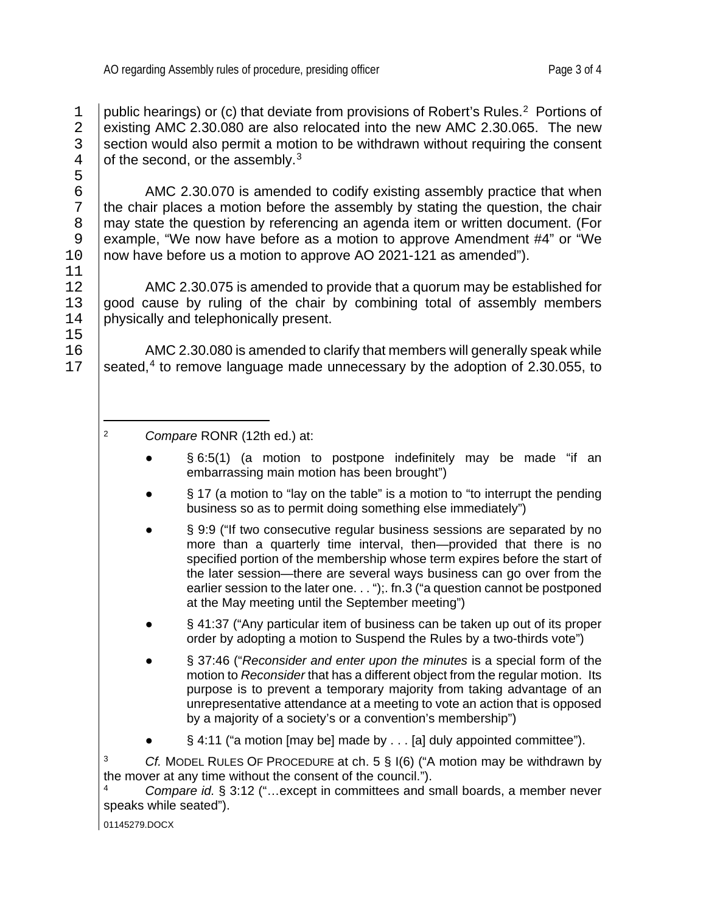public hearings) or (c) that deviate from provisions of Robert's Rules.[2] Portions of existing AMC 2.30.080 are also relocated into the new AMC 2.30.065. The new section would also permit a motion to be withdrawn without requiring the consent of the second, or the assembly.[3]

AMC 2.30.070 is amended to codify existing assembly practice that when the chair places a motion before the assembly by stating the question, the chair may state the question by referencing an agenda item or written document. (For example, "We now have before as a motion to approve Amendment #4" or "We now have before us a motion to approve AO 2021-121 as amended").

AMC 2.30.075 is amended to provide that a quorum may be established for good cause by ruling of the chair by combining total of assembly members physically and telephonically present.

AMC 2.30.080 is amended to clarify that members will generally speak while seated,[4] to remove language made unnecessary by the adoption of 2.30.055, to

---

[2] *Compare* RONR (12th ed.) at:

- § 6:5(1) (a motion to postpone indefinitely may be made "if an embarrassing main motion has been brought")
- § 17 (a motion to "lay on the table" is a motion to "to interrupt the pending business so as to permit doing something else immediately")
- § 9:9 ("If two consecutive regular business sessions are separated by no more than a quarterly time interval, then—provided that there is no specified portion of the membership whose term expires before the start of the later session—there are several ways business can go over from the earlier session to the later one. . . ");. fn.3 ("a question cannot be postponed at the May meeting until the September meeting")
- § 41:37 ("Any particular item of business can be taken up out of its proper order by adopting a motion to Suspend the Rules by a two-thirds vote")
- § 37:46 ("*Reconsider and enter upon the minutes* is a special form of the motion to *Reconsider* that has a different object from the regular motion. Its purpose is to prevent a temporary majority from taking advantage of an unrepresentative attendance at a meeting to vote an action that is opposed by a majority of a society's or a convention's membership")
- § 4:11 ("a motion [may be] made by . . . [a] duly appointed committee").

[3] *Cf.* MODEL RULES OF PROCEDURE at ch. 5 § I(6) ("A motion may be withdrawn by the mover at any time without the consent of the council.").

[4] *Compare id.* § 3:12 ("…except in committees and small boards, a member never speaks while seated").

01145279.DOCX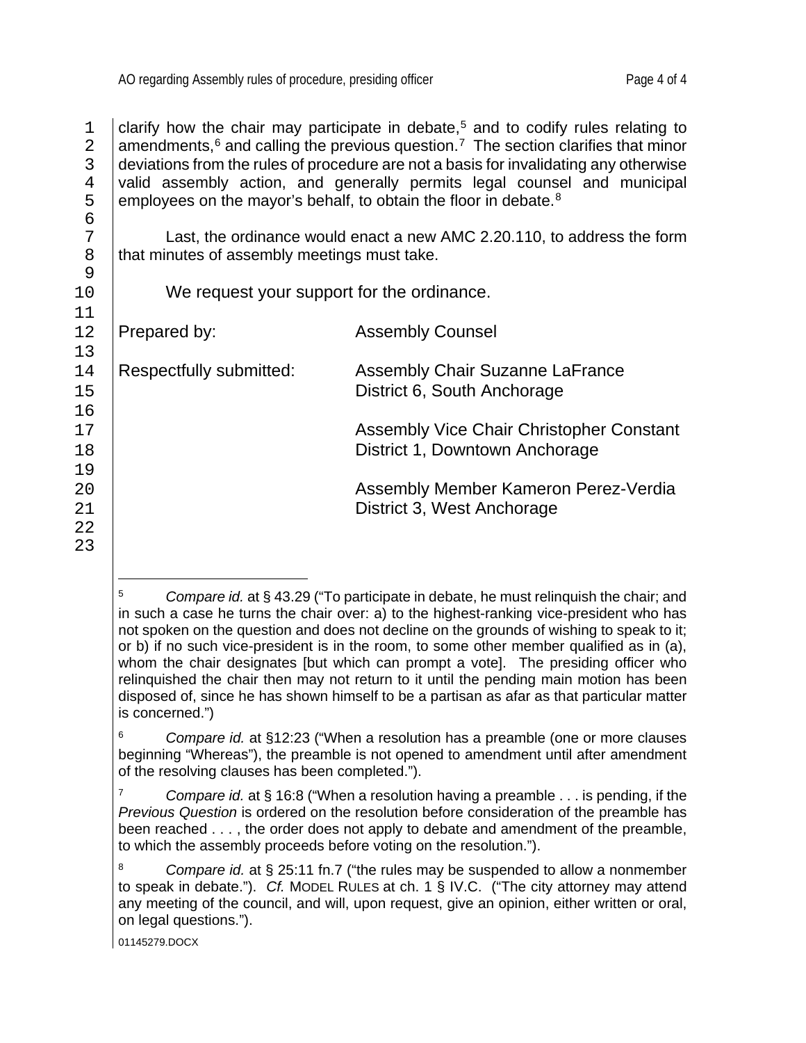clarify how the chair may participate in debate,[5] and to codify rules relating to amendments,[6] and calling the previous question.[7] The section clarifies that minor deviations from the rules of procedure are not a basis for invalidating any otherwise valid assembly action, and generally permits legal counsel and municipal employees on the mayor's behalf, to obtain the floor in debate.[8]

Last, the ordinance would enact a new AMC 2.20.110, to address the form that minutes of assembly meetings must take.

We request your support for the ordinance.

Prepared by: Assembly Counsel

Respectfully submitted: Assembly Chair Suzanne LaFrance
District 6, South Anchorage

Assembly Vice Chair Christopher Constant
District 1, Downtown Anchorage

Assembly Member Kameron Perez-Verdia
District 3, West Anchorage

---

[5] *Compare id.* at § 43.29 ("To participate in debate, he must relinquish the chair; and in such a case he turns the chair over: a) to the highest-ranking vice-president who has not spoken on the question and does not decline on the grounds of wishing to speak to it; or b) if no such vice-president is in the room, to some other member qualified as in (a), whom the chair designates [but which can prompt a vote]. The presiding officer who relinquished the chair then may not return to it until the pending main motion has been disposed of, since he has shown himself to be a partisan as afar as that particular matter is concerned.")

[6] *Compare id.* at §12:23 ("When a resolution has a preamble (one or more clauses beginning "Whereas"), the preamble is not opened to amendment until after amendment of the resolving clauses has been completed.").

[7] *Compare id.* at § 16:8 ("When a resolution having a preamble . . . is pending, if the *Previous Question* is ordered on the resolution before consideration of the preamble has been reached . . . , the order does not apply to debate and amendment of the preamble, to which the assembly proceeds before voting on the resolution.").

[8] *Compare id.* at § 25:11 fn.7 ("the rules may be suspended to allow a nonmember to speak in debate."). *Cf.* MODEL RULES at ch. 1 § IV.C. ("The city attorney may attend any meeting of the council, and will, upon request, give an opinion, either written or oral, on legal questions.").

01145279.DOCX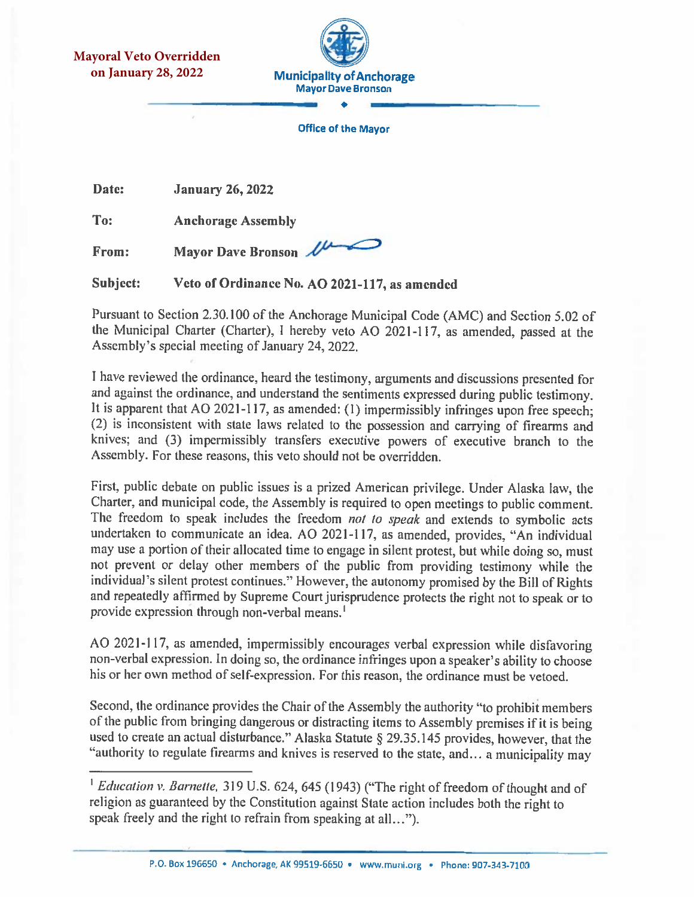**Mayoral Veto Overridden on January 28, 2022**

**Municipality of Anchorage**
**Mayor Dave Bronson**

**Office of the Mayor**

**Date:** January 26, 2022

**To:** Anchorage Assembly

**From:** Mayor Dave Bronson

**Subject:** Veto of Ordinance No. AO 2021-117, as amended

Pursuant to Section 2.30.100 of the Anchorage Municipal Code (AMC) and Section 5.02 of the Municipal Charter (Charter), I hereby veto AO 2021-117, as amended, passed at the Assembly's special meeting of January 24, 2022.

I have reviewed the ordinance, heard the testimony, arguments and discussions presented for and against the ordinance, and understand the sentiments expressed during public testimony. It is apparent that AO 2021-117, as amended: (1) impermissibly infringes upon free speech; (2) is inconsistent with state laws related to the possession and carrying of firearms and knives; and (3) impermissibly transfers executive powers of executive branch to the Assembly. For these reasons, this veto should not be overridden.

First, public debate on public issues is a prized American privilege. Under Alaska law, the Charter, and municipal code, the Assembly is required to open meetings to public comment. The freedom to speak includes the freedom *not to speak* and extends to symbolic acts undertaken to communicate an idea. AO 2021-117, as amended, provides, "An individual may use a portion of their allocated time to engage in silent protest, but while doing so, must not prevent or delay other members of the public from providing testimony while the individual's silent protest continues." However, the autonomy promised by the Bill of Rights and repeatedly affirmed by Supreme Court jurisprudence protects the right not to speak or to provide expression through non-verbal means.[1]

AO 2021-117, as amended, impermissibly encourages verbal expression while disfavoring non-verbal expression. In doing so, the ordinance infringes upon a speaker's ability to choose his or her own method of self-expression. For this reason, the ordinance must be vetoed.

Second, the ordinance provides the Chair of the Assembly the authority "to prohibit members of the public from bringing dangerous or distracting items to Assembly premises if it is being used to create an actual disturbance." Alaska Statute § 29.35.145 provides, however, that the "authority to regulate firearms and knives is reserved to the state, and… a municipality may

---

[1] *Education v. Barnette,* 319 U.S. 624, 645 (1943) ("The right of freedom of thought and of religion as guaranteed by the Constitution against State action includes both the right to speak freely and the right to refrain from speaking at all…").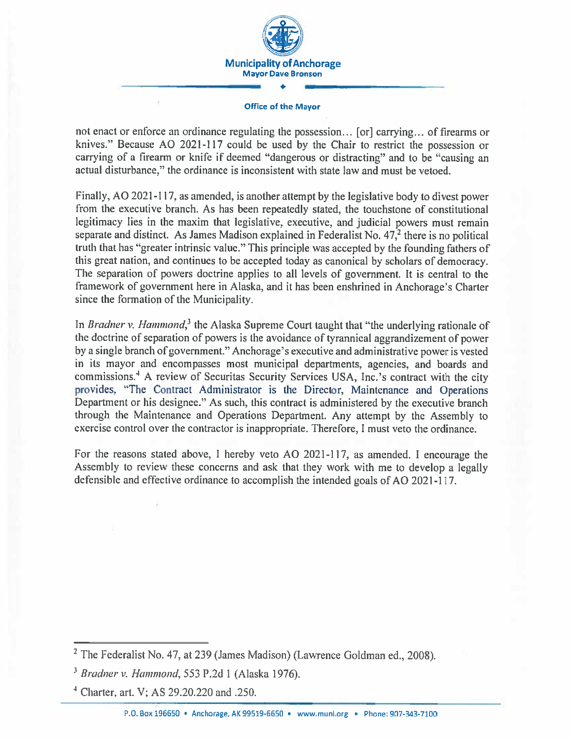not enact or enforce an ordinance regulating the possession… [or] carrying… of firearms or knives." Because AO 2021-117 could be used by the Chair to restrict the possession or carrying of a firearm or knife if deemed "dangerous or distracting" and to be "causing an actual disturbance," the ordinance is inconsistent with state law and must be vetoed.

Finally, AO 2021-117, as amended, is another attempt by the legislative body to divest power from the executive branch. As has been repeatedly stated, the touchstone of constitutional legitimacy lies in the maxim that legislative, executive, and judicial powers must remain separate and distinct. As James Madison explained in Federalist No. 47,[2] there is no political truth that has "greater intrinsic value." This principle was accepted by the founding fathers of this great nation, and continues to be accepted today as canonical by scholars of democracy. The separation of powers doctrine applies to all levels of government. It is central to the framework of government here in Alaska, and it has been enshrined in Anchorage's Charter since the formation of the Municipality.

In *Bradner v. Hammond*,[3] the Alaska Supreme Court taught that "the underlying rationale of the doctrine of separation of powers is the avoidance of tyrannical aggrandizement of power by a single branch of government." Anchorage's executive and administrative power is vested in its mayor and encompasses most municipal departments, agencies, and boards and commissions.[4] A review of Securitas Security Services USA, Inc.'s contract with the city provides, "The Contract Administrator is the Director, Maintenance and Operations Department or his designee." As such, this contract is administered by the executive branch through the Maintenance and Operations Department. Any attempt by the Assembly to exercise control over the contractor is inappropriate. Therefore, I must veto the ordinance.

For the reasons stated above, I hereby veto AO 2021-117, as amended. I encourage the Assembly to review these concerns and ask that they work with me to develop a legally defensible and effective ordinance to accomplish the intended goals of AO 2021-117.

---

[2] The Federalist No. 47, at 239 (James Madison) (Lawrence Goldman ed., 2008).

[3] *Bradner v. Hammond*, 553 P.2d 1 (Alaska 1976).

[4] Charter, art. V; AS 29.20.220 and .250.